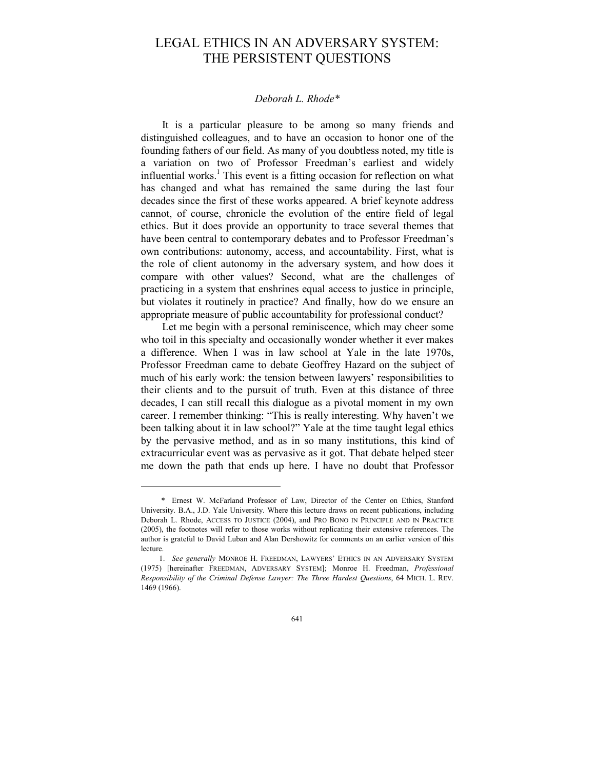# LEGAL ETHICS IN AN ADVERSARY SYSTEM: THE PERSISTENT QUESTIONS

*Deborah L. Rhode\**

It is a particular pleasure to be among so many friends and distinguished colleagues, and to have an occasion to honor one of the founding fathers of our field. As many of you doubtless noted, my title is a variation on two of Professor Freedman's earliest and widely influential works.[1] This event is a fitting occasion for reflection on what has changed and what has remained the same during the last four decades since the first of these works appeared. A brief keynote address cannot, of course, chronicle the evolution of the entire field of legal ethics. But it does provide an opportunity to trace several themes that have been central to contemporary debates and to Professor Freedman's own contributions: autonomy, access, and accountability. First, what is the role of client autonomy in the adversary system, and how does it compare with other values? Second, what are the challenges of practicing in a system that enshrines equal access to justice in principle, but violates it routinely in practice? And finally, how do we ensure an appropriate measure of public accountability for professional conduct?

Let me begin with a personal reminiscence, which may cheer some who toil in this specialty and occasionally wonder whether it ever makes a difference. When I was in law school at Yale in the late 1970s, Professor Freedman came to debate Geoffrey Hazard on the subject of much of his early work: the tension between lawyers' responsibilities to their clients and to the pursuit of truth. Even at this distance of three decades, I can still recall this dialogue as a pivotal moment in my own career. I remember thinking: "This is really interesting. Why haven't we been talking about it in law school?" Yale at the time taught legal ethics by the pervasive method, and as in so many institutions, this kind of extracurricular event was as pervasive as it got. That debate helped steer me down the path that ends up here. I have no doubt that Professor

---

\* Ernest W. McFarland Professor of Law, Director of the Center on Ethics, Stanford University. B.A., J.D. Yale University. Where this lecture draws on recent publications, including Deborah L. Rhode, ACCESS TO JUSTICE (2004), and PRO BONO IN PRINCIPLE AND IN PRACTICE (2005), the footnotes will refer to those works without replicating their extensive references. The author is grateful to David Luban and Alan Dershowitz for comments on an earlier version of this lecture.

1. *See generally* MONROE H. FREEDMAN, LAWYERS' ETHICS IN AN ADVERSARY SYSTEM (1975) [hereinafter FREEDMAN, ADVERSARY SYSTEM]; Monroe H. Freedman, *Professional Responsibility of the Criminal Defense Lawyer: The Three Hardest Questions*, 64 MICH. L. REV. 1469 (1966).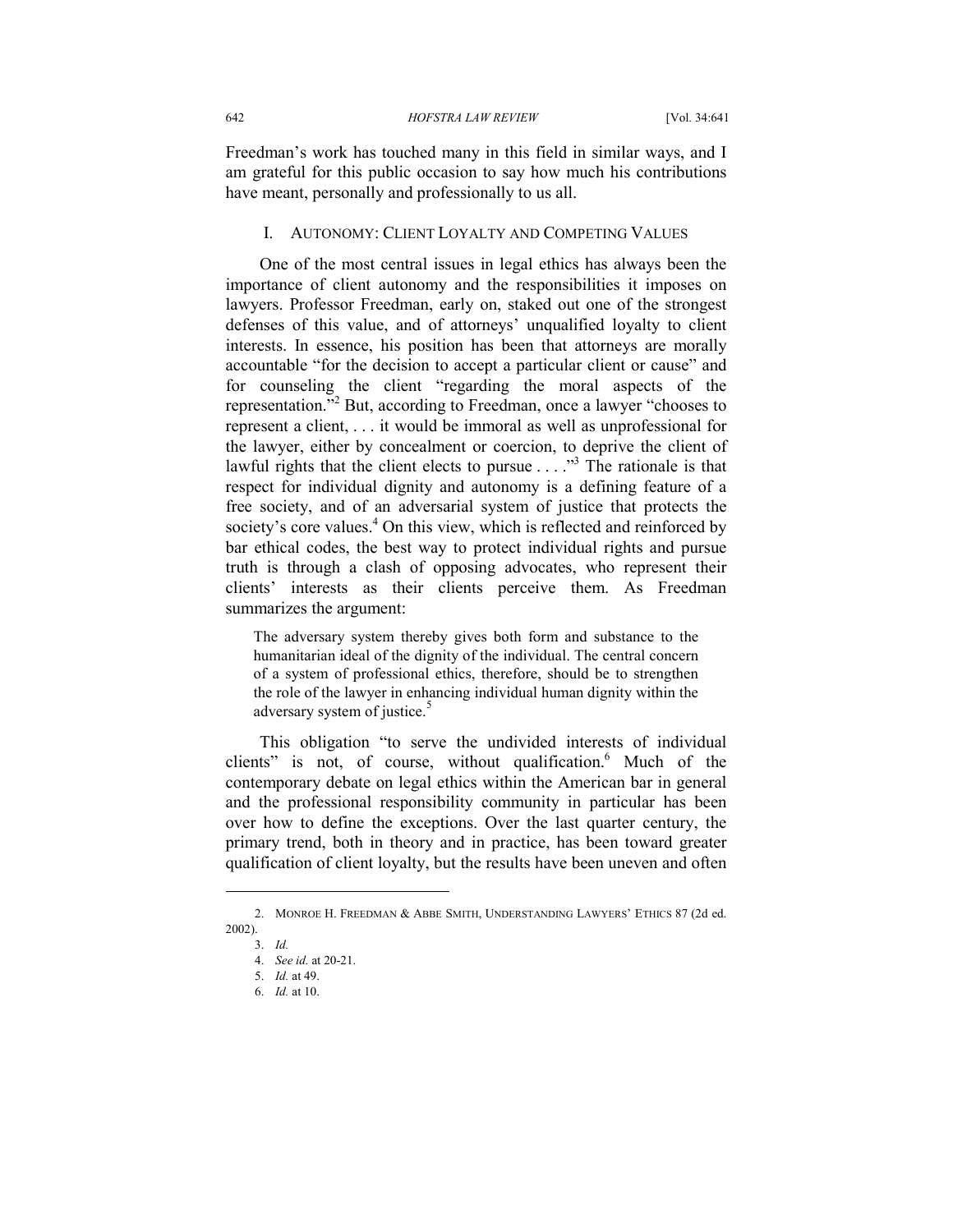Freedman's work has touched many in this field in similar ways, and I am grateful for this public occasion to say how much his contributions have meant, personally and professionally to us all.

## I. AUTONOMY: CLIENT LOYALTY AND COMPETING VALUES

One of the most central issues in legal ethics has always been the importance of client autonomy and the responsibilities it imposes on lawyers. Professor Freedman, early on, staked out one of the strongest defenses of this value, and of attorneys' unqualified loyalty to client interests. In essence, his position has been that attorneys are morally accountable "for the decision to accept a particular client or cause" and for counseling the client "regarding the moral aspects of the representation."[2] But, according to Freedman, once a lawyer "chooses to represent a client, . . . it would be immoral as well as unprofessional for the lawyer, either by concealment or coercion, to deprive the client of lawful rights that the client elects to pursue . . . ."[3] The rationale is that respect for individual dignity and autonomy is a defining feature of a free society, and of an adversarial system of justice that protects the society's core values.[4] On this view, which is reflected and reinforced by bar ethical codes, the best way to protect individual rights and pursue truth is through a clash of opposing advocates, who represent their clients' interests as their clients perceive them. As Freedman summarizes the argument:

> The adversary system thereby gives both form and substance to the humanitarian ideal of the dignity of the individual. The central concern of a system of professional ethics, therefore, should be to strengthen the role of the lawyer in enhancing individual human dignity within the adversary system of justice.[5]

This obligation "to serve the undivided interests of individual clients" is not, of course, without qualification.[6] Much of the contemporary debate on legal ethics within the American bar in general and the professional responsibility community in particular has been over how to define the exceptions. Over the last quarter century, the primary trend, both in theory and in practice, has been toward greater qualification of client loyalty, but the results have been uneven and often

---

2. MONROE H. FREEDMAN & ABBE SMITH, UNDERSTANDING LAWYERS' ETHICS 87 (2d ed. 2002).

3. *Id.*

4. *See id.* at 20-21.

5. *Id.* at 49.

6. *Id.* at 10.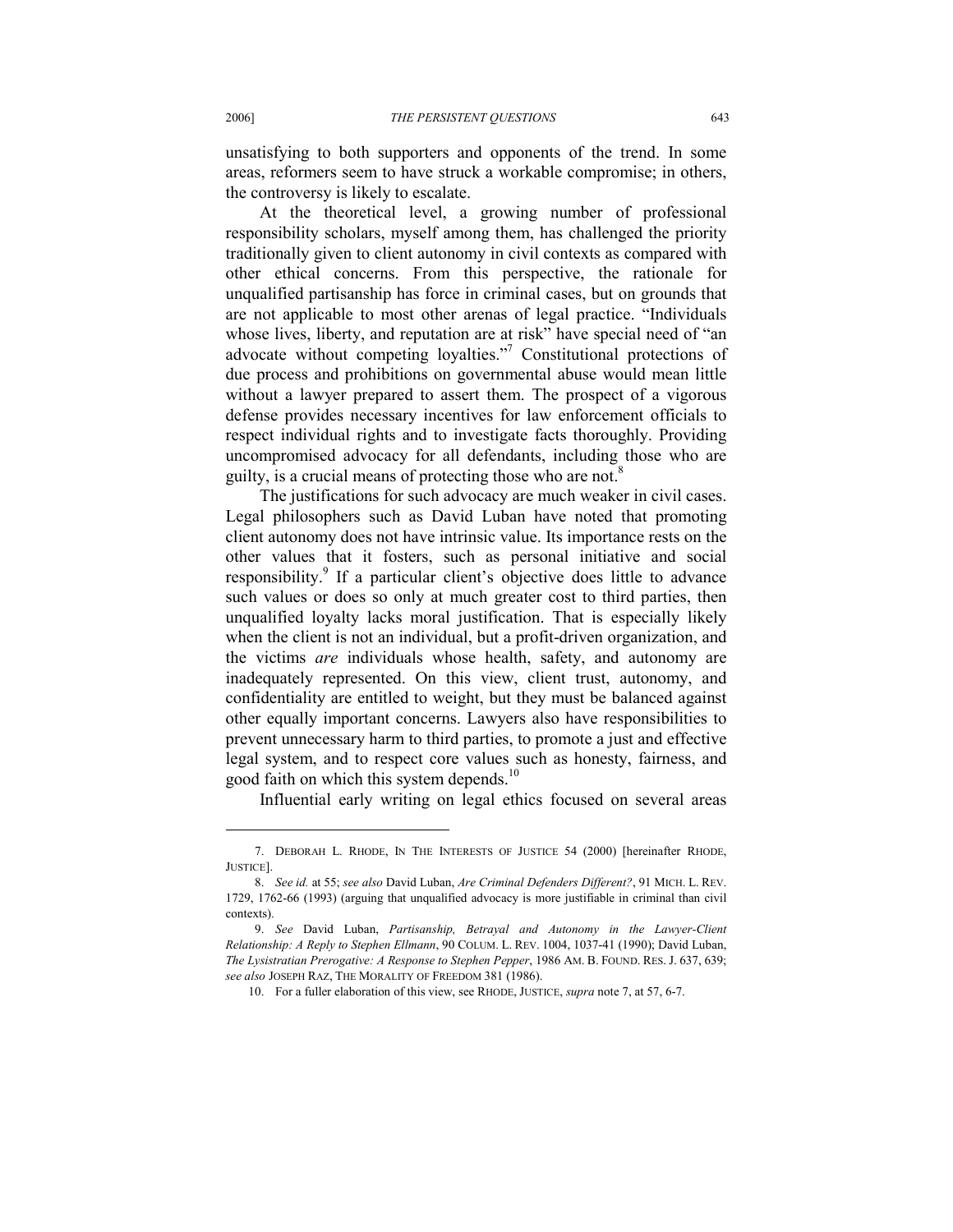unsatisfying to both supporters and opponents of the trend. In some areas, reformers seem to have struck a workable compromise; in others, the controversy is likely to escalate.

At the theoretical level, a growing number of professional responsibility scholars, myself among them, has challenged the priority traditionally given to client autonomy in civil contexts as compared with other ethical concerns. From this perspective, the rationale for unqualified partisanship has force in criminal cases, but on grounds that are not applicable to most other arenas of legal practice. "Individuals whose lives, liberty, and reputation are at risk" have special need of "an advocate without competing loyalties."[7] Constitutional protections of due process and prohibitions on governmental abuse would mean little without a lawyer prepared to assert them. The prospect of a vigorous defense provides necessary incentives for law enforcement officials to respect individual rights and to investigate facts thoroughly. Providing uncompromised advocacy for all defendants, including those who are guilty, is a crucial means of protecting those who are not.[8]

The justifications for such advocacy are much weaker in civil cases. Legal philosophers such as David Luban have noted that promoting client autonomy does not have intrinsic value. Its importance rests on the other values that it fosters, such as personal initiative and social responsibility.[9] If a particular client's objective does little to advance such values or does so only at much greater cost to third parties, then unqualified loyalty lacks moral justification. That is especially likely when the client is not an individual, but a profit-driven organization, and the victims *are* individuals whose health, safety, and autonomy are inadequately represented. On this view, client trust, autonomy, and confidentiality are entitled to weight, but they must be balanced against other equally important concerns. Lawyers also have responsibilities to prevent unnecessary harm to third parties, to promote a just and effective legal system, and to respect core values such as honesty, fairness, and good faith on which this system depends.[10]

Influential early writing on legal ethics focused on several areas

---

7. DEBORAH L. RHODE, IN THE INTERESTS OF JUSTICE 54 (2000) [hereinafter RHODE, JUSTICE].

8. *See id.* at 55; *see also* David Luban, *Are Criminal Defenders Different?*, 91 MICH. L. REV. 1729, 1762-66 (1993) (arguing that unqualified advocacy is more justifiable in criminal than civil contexts).

9. *See* David Luban, *Partisanship, Betrayal and Autonomy in the Lawyer-Client Relationship: A Reply to Stephen Ellmann*, 90 COLUM. L. REV. 1004, 1037-41 (1990); David Luban, *The Lysistratian Prerogative: A Response to Stephen Pepper*, 1986 AM. B. FOUND. RES. J. 637, 639; *see also* JOSEPH RAZ, THE MORALITY OF FREEDOM 381 (1986).

10. For a fuller elaboration of this view, see RHODE, JUSTICE, *supra* note 7, at 57, 6-7.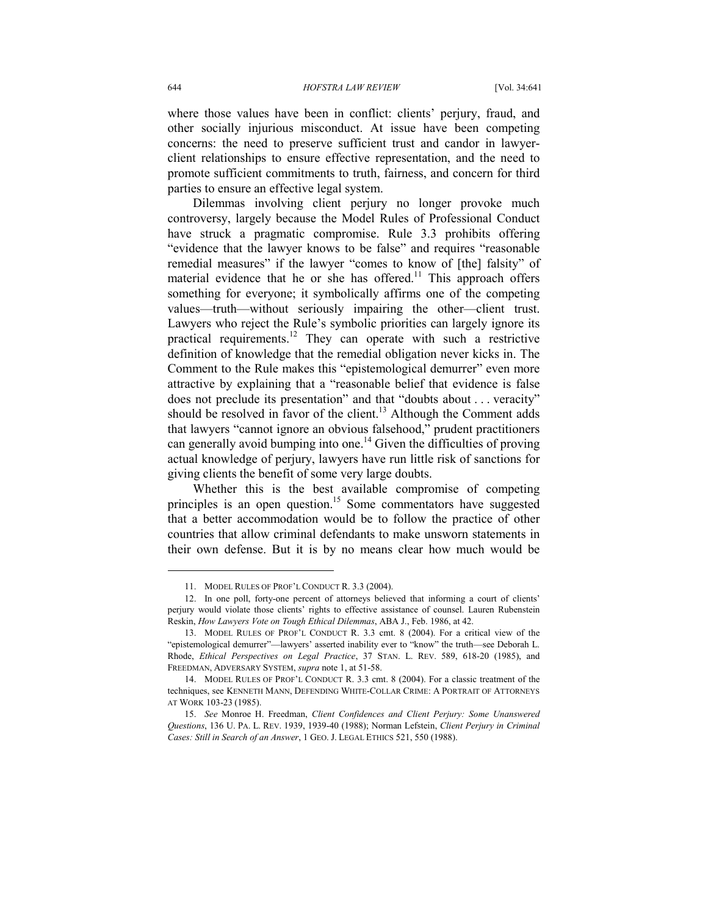where those values have been in conflict: clients' perjury, fraud, and other socially injurious misconduct. At issue have been competing concerns: the need to preserve sufficient trust and candor in lawyer-client relationships to ensure effective representation, and the need to promote sufficient commitments to truth, fairness, and concern for third parties to ensure an effective legal system.

Dilemmas involving client perjury no longer provoke much controversy, largely because the Model Rules of Professional Conduct have struck a pragmatic compromise. Rule 3.3 prohibits offering "evidence that the lawyer knows to be false" and requires "reasonable remedial measures" if the lawyer "comes to know of [the] falsity" of material evidence that he or she has offered.[11] This approach offers something for everyone; it symbolically affirms one of the competing values—truth—without seriously impairing the other—client trust. Lawyers who reject the Rule's symbolic priorities can largely ignore its practical requirements.[12] They can operate with such a restrictive definition of knowledge that the remedial obligation never kicks in. The Comment to the Rule makes this "epistemological demurrer" even more attractive by explaining that a "reasonable belief that evidence is false does not preclude its presentation" and that "doubts about . . . veracity" should be resolved in favor of the client.[13] Although the Comment adds that lawyers "cannot ignore an obvious falsehood," prudent practitioners can generally avoid bumping into one.[14] Given the difficulties of proving actual knowledge of perjury, lawyers have run little risk of sanctions for giving clients the benefit of some very large doubts.

Whether this is the best available compromise of competing principles is an open question.[15] Some commentators have suggested that a better accommodation would be to follow the practice of other countries that allow criminal defendants to make unsworn statements in their own defense. But it is by no means clear how much would be

---

11. MODEL RULES OF PROF'L CONDUCT R. 3.3 (2004).

12. In one poll, forty-one percent of attorneys believed that informing a court of clients' perjury would violate those clients' rights to effective assistance of counsel. Lauren Rubenstein Reskin, *How Lawyers Vote on Tough Ethical Dilemmas*, ABA J., Feb. 1986, at 42.

13. MODEL RULES OF PROF'L CONDUCT R. 3.3 cmt. 8 (2004). For a critical view of the "epistemological demurrer"—lawyers' asserted inability ever to "know" the truth—see Deborah L. Rhode, *Ethical Perspectives on Legal Practice*, 37 STAN. L. REV. 589, 618-20 (1985), and FREEDMAN, ADVERSARY SYSTEM, *supra* note 1, at 51-58.

14. MODEL RULES OF PROF'L CONDUCT R. 3.3 cmt. 8 (2004). For a classic treatment of the techniques, see KENNETH MANN, DEFENDING WHITE-COLLAR CRIME: A PORTRAIT OF ATTORNEYS AT WORK 103-23 (1985).

15. *See* Monroe H. Freedman, *Client Confidences and Client Perjury: Some Unanswered Questions*, 136 U. PA. L. REV. 1939, 1939-40 (1988); Norman Lefstein, *Client Perjury in Criminal Cases: Still in Search of an Answer*, 1 GEO. J. LEGAL ETHICS 521, 550 (1988).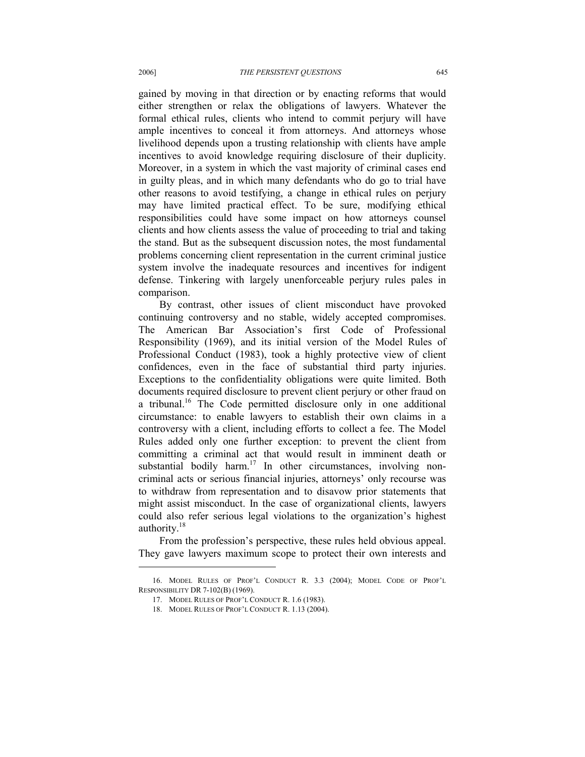gained by moving in that direction or by enacting reforms that would either strengthen or relax the obligations of lawyers. Whatever the formal ethical rules, clients who intend to commit perjury will have ample incentives to conceal it from attorneys. And attorneys whose livelihood depends upon a trusting relationship with clients have ample incentives to avoid knowledge requiring disclosure of their duplicity. Moreover, in a system in which the vast majority of criminal cases end in guilty pleas, and in which many defendants who do go to trial have other reasons to avoid testifying, a change in ethical rules on perjury may have limited practical effect. To be sure, modifying ethical responsibilities could have some impact on how attorneys counsel clients and how clients assess the value of proceeding to trial and taking the stand. But as the subsequent discussion notes, the most fundamental problems concerning client representation in the current criminal justice system involve the inadequate resources and incentives for indigent defense. Tinkering with largely unenforceable perjury rules pales in comparison.

By contrast, other issues of client misconduct have provoked continuing controversy and no stable, widely accepted compromises. The American Bar Association's first Code of Professional Responsibility (1969), and its initial version of the Model Rules of Professional Conduct (1983), took a highly protective view of client confidences, even in the face of substantial third party injuries. Exceptions to the confidentiality obligations were quite limited. Both documents required disclosure to prevent client perjury or other fraud on a tribunal.[16] The Code permitted disclosure only in one additional circumstance: to enable lawyers to establish their own claims in a controversy with a client, including efforts to collect a fee. The Model Rules added only one further exception: to prevent the client from committing a criminal act that would result in imminent death or substantial bodily harm.[17] In other circumstances, involving non-criminal acts or serious financial injuries, attorneys' only recourse was to withdraw from representation and to disavow prior statements that might assist misconduct. In the case of organizational clients, lawyers could also refer serious legal violations to the organization's highest authority.[18]

From the profession's perspective, these rules held obvious appeal. They gave lawyers maximum scope to protect their own interests and

16. MODEL RULES OF PROF'L CONDUCT R. 3.3 (2004); MODEL CODE OF PROF'L RESPONSIBILITY DR 7-102(B) (1969).

17. MODEL RULES OF PROF'L CONDUCT R. 1.6 (1983).

18. MODEL RULES OF PROF'L CONDUCT R. 1.13 (2004).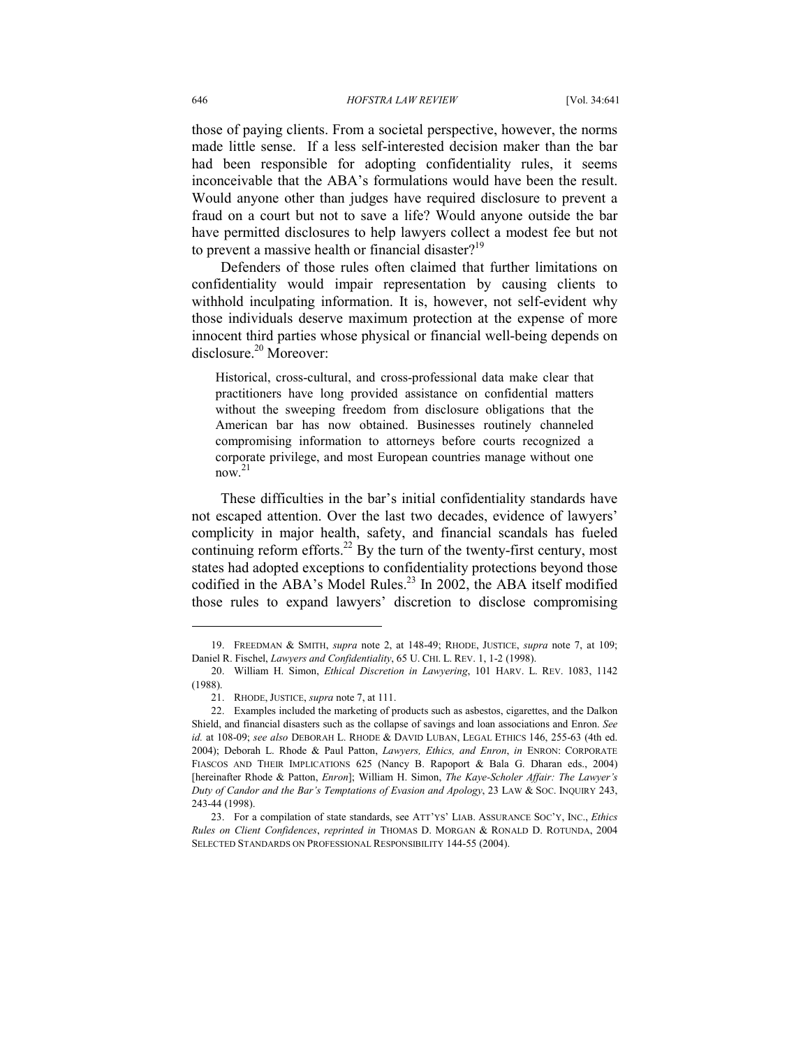those of paying clients. From a societal perspective, however, the norms made little sense. If a less self-interested decision maker than the bar had been responsible for adopting confidentiality rules, it seems inconceivable that the ABA's formulations would have been the result. Would anyone other than judges have required disclosure to prevent a fraud on a court but not to save a life? Would anyone outside the bar have permitted disclosures to help lawyers collect a modest fee but not to prevent a massive health or financial disaster?[19]

Defenders of those rules often claimed that further limitations on confidentiality would impair representation by causing clients to withhold inculpating information. It is, however, not self-evident why those individuals deserve maximum protection at the expense of more innocent third parties whose physical or financial well-being depends on disclosure.[20] Moreover:

> Historical, cross-cultural, and cross-professional data make clear that practitioners have long provided assistance on confidential matters without the sweeping freedom from disclosure obligations that the American bar has now obtained. Businesses routinely channeled compromising information to attorneys before courts recognized a corporate privilege, and most European countries manage without one now.[21]

These difficulties in the bar's initial confidentiality standards have not escaped attention. Over the last two decades, evidence of lawyers' complicity in major health, safety, and financial scandals has fueled continuing reform efforts.[22] By the turn of the twenty-first century, most states had adopted exceptions to confidentiality protections beyond those codified in the ABA's Model Rules.[23] In 2002, the ABA itself modified those rules to expand lawyers' discretion to disclose compromising

---

19. FREEDMAN & SMITH, *supra* note 2, at 148-49; RHODE, JUSTICE, *supra* note 7, at 109; Daniel R. Fischel, *Lawyers and Confidentiality*, 65 U. CHI. L. REV. 1, 1-2 (1998).

20. William H. Simon, *Ethical Discretion in Lawyering*, 101 HARV. L. REV. 1083, 1142 (1988).

21. RHODE, JUSTICE, *supra* note 7, at 111.

22. Examples included the marketing of products such as asbestos, cigarettes, and the Dalkon Shield, and financial disasters such as the collapse of savings and loan associations and Enron. *See id.* at 108-09; *see also* DEBORAH L. RHODE & DAVID LUBAN, LEGAL ETHICS 146, 255-63 (4th ed. 2004); Deborah L. Rhode & Paul Patton, *Lawyers, Ethics, and Enron*, *in* ENRON: CORPORATE FIASCOS AND THEIR IMPLICATIONS 625 (Nancy B. Rapoport & Bala G. Dharan eds., 2004) [hereinafter Rhode & Patton, *Enron*]; William H. Simon, *The Kaye-Scholer Affair: The Lawyer's Duty of Candor and the Bar's Temptations of Evasion and Apology*, 23 LAW & SOC. INQUIRY 243, 243-44 (1998).

23. For a compilation of state standards, see ATT'YS' LIAB. ASSURANCE SOC'Y, INC., *Ethics Rules on Client Confidences*, *reprinted in* THOMAS D. MORGAN & RONALD D. ROTUNDA, 2004 SELECTED STANDARDS ON PROFESSIONAL RESPONSIBILITY 144-55 (2004).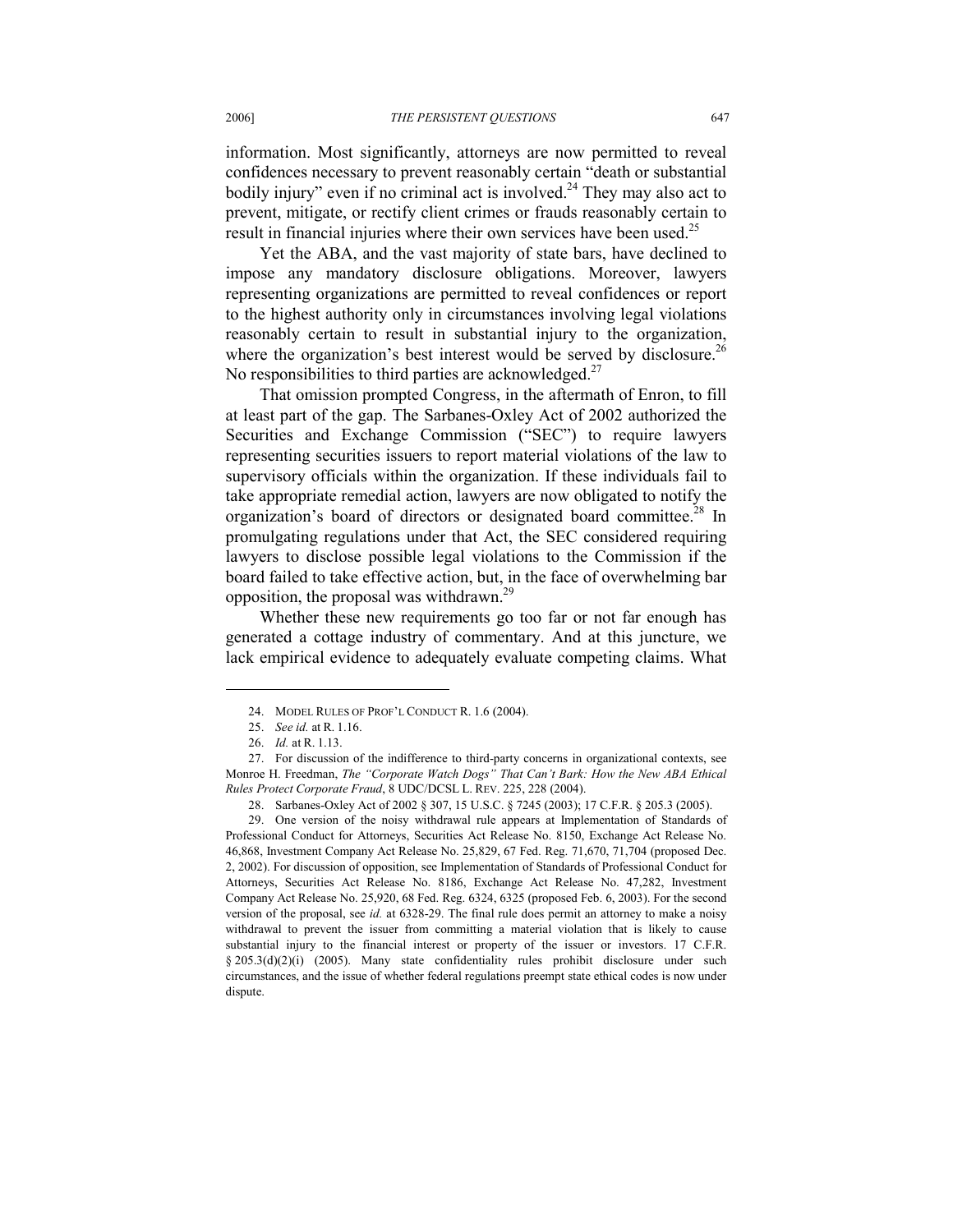information. Most significantly, attorneys are now permitted to reveal confidences necessary to prevent reasonably certain "death or substantial bodily injury" even if no criminal act is involved.[24] They may also act to prevent, mitigate, or rectify client crimes or frauds reasonably certain to result in financial injuries where their own services have been used.[25]

Yet the ABA, and the vast majority of state bars, have declined to impose any mandatory disclosure obligations. Moreover, lawyers representing organizations are permitted to reveal confidences or report to the highest authority only in circumstances involving legal violations reasonably certain to result in substantial injury to the organization, where the organization's best interest would be served by disclosure.[26] No responsibilities to third parties are acknowledged.[27]

That omission prompted Congress, in the aftermath of Enron, to fill at least part of the gap. The Sarbanes-Oxley Act of 2002 authorized the Securities and Exchange Commission ("SEC") to require lawyers representing securities issuers to report material violations of the law to supervisory officials within the organization. If these individuals fail to take appropriate remedial action, lawyers are now obligated to notify the organization's board of directors or designated board committee.[28] In promulgating regulations under that Act, the SEC considered requiring lawyers to disclose possible legal violations to the Commission if the board failed to take effective action, but, in the face of overwhelming bar opposition, the proposal was withdrawn.[29]

Whether these new requirements go too far or not far enough has generated a cottage industry of commentary. And at this juncture, we lack empirical evidence to adequately evaluate competing claims. What

---

24. MODEL RULES OF PROF'L CONDUCT R. 1.6 (2004).

25. *See id.* at R. 1.16.

26. *Id.* at R. 1.13.

27. For discussion of the indifference to third-party concerns in organizational contexts, see Monroe H. Freedman, *The "Corporate Watch Dogs" That Can't Bark: How the New ABA Ethical Rules Protect Corporate Fraud*, 8 UDC/DCSL L. REV. 225, 228 (2004).

28. Sarbanes-Oxley Act of 2002 § 307, 15 U.S.C. § 7245 (2003); 17 C.F.R. § 205.3 (2005).

29. One version of the noisy withdrawal rule appears at Implementation of Standards of Professional Conduct for Attorneys, Securities Act Release No. 8150, Exchange Act Release No. 46,868, Investment Company Act Release No. 25,829, 67 Fed. Reg. 71,670, 71,704 (proposed Dec. 2, 2002). For discussion of opposition, see Implementation of Standards of Professional Conduct for Attorneys, Securities Act Release No. 8186, Exchange Act Release No. 47,282, Investment Company Act Release No. 25,920, 68 Fed. Reg. 6324, 6325 (proposed Feb. 6, 2003). For the second version of the proposal, see *id.* at 6328-29. The final rule does permit an attorney to make a noisy withdrawal to prevent the issuer from committing a material violation that is likely to cause substantial injury to the financial interest or property of the issuer or investors. 17 C.F.R. § 205.3(d)(2)(i) (2005). Many state confidentiality rules prohibit disclosure under such circumstances, and the issue of whether federal regulations preempt state ethical codes is now under dispute.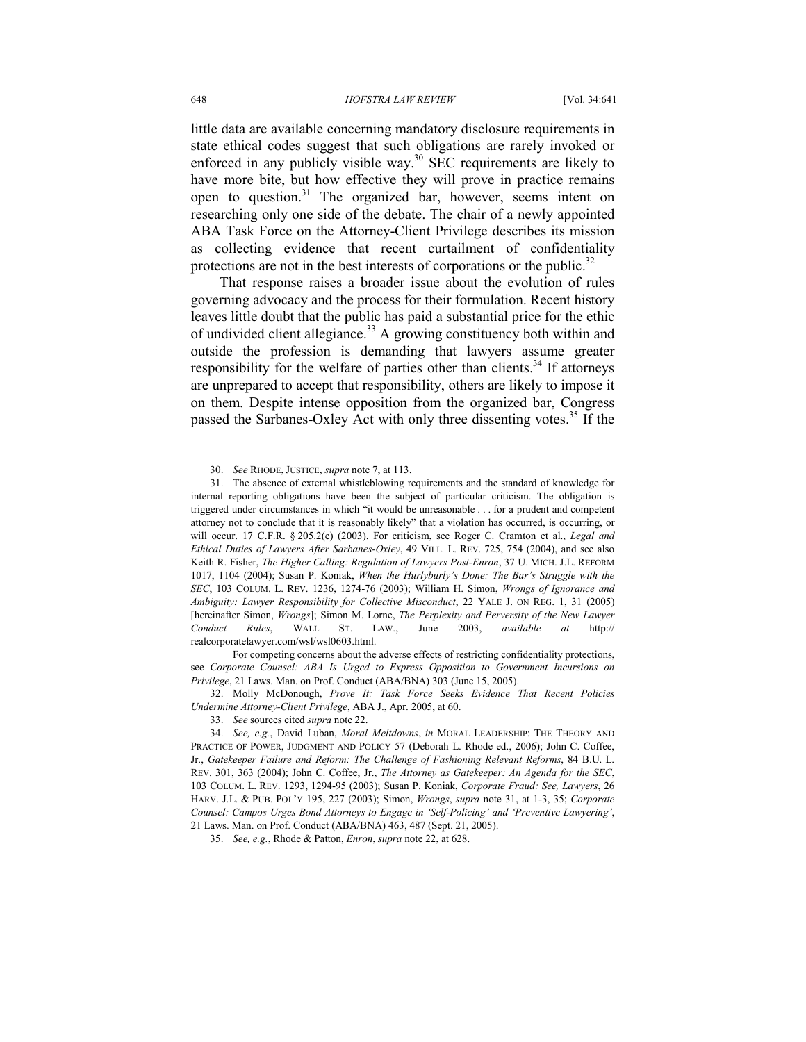little data are available concerning mandatory disclosure requirements in state ethical codes suggest that such obligations are rarely invoked or enforced in any publicly visible way.[30] SEC requirements are likely to have more bite, but how effective they will prove in practice remains open to question.[31] The organized bar, however, seems intent on researching only one side of the debate. The chair of a newly appointed ABA Task Force on the Attorney-Client Privilege describes its mission as collecting evidence that recent curtailment of confidentiality protections are not in the best interests of corporations or the public.[32]

That response raises a broader issue about the evolution of rules governing advocacy and the process for their formulation. Recent history leaves little doubt that the public has paid a substantial price for the ethic of undivided client allegiance.[33] A growing constituency both within and outside the profession is demanding that lawyers assume greater responsibility for the welfare of parties other than clients.[34] If attorneys are unprepared to accept that responsibility, others are likely to impose it on them. Despite intense opposition from the organized bar, Congress passed the Sarbanes-Oxley Act with only three dissenting votes.[35] If the

---

30. *See* RHODE, JUSTICE, *supra* note 7, at 113.

31. The absence of external whistleblowing requirements and the standard of knowledge for internal reporting obligations have been the subject of particular criticism. The obligation is triggered under circumstances in which "it would be unreasonable . . . for a prudent and competent attorney not to conclude that it is reasonably likely" that a violation has occurred, is occurring, or will occur. 17 C.F.R. § 205.2(e) (2003). For criticism, see Roger C. Cramton et al., *Legal and Ethical Duties of Lawyers After Sarbanes-Oxley*, 49 VILL. L. REV. 725, 754 (2004), and see also Keith R. Fisher, *The Higher Calling: Regulation of Lawyers Post-Enron*, 37 U. MICH. J.L. REFORM 1017, 1104 (2004); Susan P. Koniak, *When the Hurlyburly's Done: The Bar's Struggle with the SEC*, 103 COLUM. L. REV. 1236, 1274-76 (2003); William H. Simon, *Wrongs of Ignorance and Ambiguity: Lawyer Responsibility for Collective Misconduct*, 22 YALE J. ON REG. 1, 31 (2005) [hereinafter Simon, *Wrongs*]; Simon M. Lorne, *The Perplexity and Perversity of the New Lawyer Conduct Rules*, WALL ST. LAW., June 2003, *available at* http://realcorporatelawyer.com/wsl/wsl0603.html.

For competing concerns about the adverse effects of restricting confidentiality protections, see *Corporate Counsel: ABA Is Urged to Express Opposition to Government Incursions on Privilege*, 21 Laws. Man. on Prof. Conduct (ABA/BNA) 303 (June 15, 2005).

32. Molly McDonough, *Prove It: Task Force Seeks Evidence That Recent Policies Undermine Attorney-Client Privilege*, ABA J., Apr. 2005, at 60.

33. *See* sources cited *supra* note 22.

34. *See, e.g.*, David Luban, *Moral Meltdowns*, *in* MORAL LEADERSHIP: THE THEORY AND PRACTICE OF POWER, JUDGMENT AND POLICY 57 (Deborah L. Rhode ed., 2006); John C. Coffee, Jr., *Gatekeeper Failure and Reform: The Challenge of Fashioning Relevant Reforms*, 84 B.U. L. REV. 301, 363 (2004); John C. Coffee, Jr., *The Attorney as Gatekeeper: An Agenda for the SEC*, 103 COLUM. L. REV. 1293, 1294-95 (2003); Susan P. Koniak, *Corporate Fraud: See, Lawyers*, 26 HARV. J.L. & PUB. POL'Y 195, 227 (2003); Simon, *Wrongs*, *supra* note 31, at 1-3, 35; *Corporate Counsel: Campos Urges Bond Attorneys to Engage in 'Self-Policing' and 'Preventive Lawyering'*, 21 Laws. Man. on Prof. Conduct (ABA/BNA) 463, 487 (Sept. 21, 2005).

35. *See, e.g.*, Rhode & Patton, *Enron*, *supra* note 22, at 628.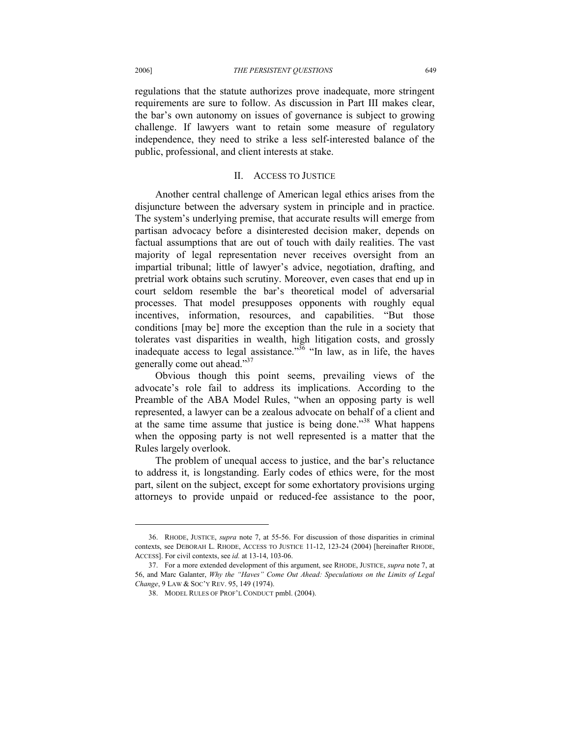regulations that the statute authorizes prove inadequate, more stringent requirements are sure to follow. As discussion in Part III makes clear, the bar's own autonomy on issues of governance is subject to growing challenge. If lawyers want to retain some measure of regulatory independence, they need to strike a less self-interested balance of the public, professional, and client interests at stake.

## II. ACCESS TO JUSTICE

Another central challenge of American legal ethics arises from the disjuncture between the adversary system in principle and in practice. The system's underlying premise, that accurate results will emerge from partisan advocacy before a disinterested decision maker, depends on factual assumptions that are out of touch with daily realities. The vast majority of legal representation never receives oversight from an impartial tribunal; little of lawyer's advice, negotiation, drafting, and pretrial work obtains such scrutiny. Moreover, even cases that end up in court seldom resemble the bar's theoretical model of adversarial processes. That model presupposes opponents with roughly equal incentives, information, resources, and capabilities. "But those conditions [may be] more the exception than the rule in a society that tolerates vast disparities in wealth, high litigation costs, and grossly inadequate access to legal assistance."[36] "In law, as in life, the haves generally come out ahead."[37]

Obvious though this point seems, prevailing views of the advocate's role fail to address its implications. According to the Preamble of the ABA Model Rules, "when an opposing party is well represented, a lawyer can be a zealous advocate on behalf of a client and at the same time assume that justice is being done."[38] What happens when the opposing party is not well represented is a matter that the Rules largely overlook.

The problem of unequal access to justice, and the bar's reluctance to address it, is longstanding. Early codes of ethics were, for the most part, silent on the subject, except for some exhortatory provisions urging attorneys to provide unpaid or reduced-fee assistance to the poor,

---

36. RHODE, JUSTICE, *supra* note 7, at 55-56. For discussion of those disparities in criminal contexts, see DEBORAH L. RHODE, ACCESS TO JUSTICE 11-12, 123-24 (2004) [hereinafter RHODE, ACCESS]. For civil contexts, see *id.* at 13-14, 103-06.

37. For a more extended development of this argument, see RHODE, JUSTICE, *supra* note 7, at 56, and Marc Galanter, *Why the "Haves" Come Out Ahead: Speculations on the Limits of Legal Change*, 9 LAW & SOC'Y REV. 95, 149 (1974).

38. MODEL RULES OF PROF'L CONDUCT pmbl. (2004).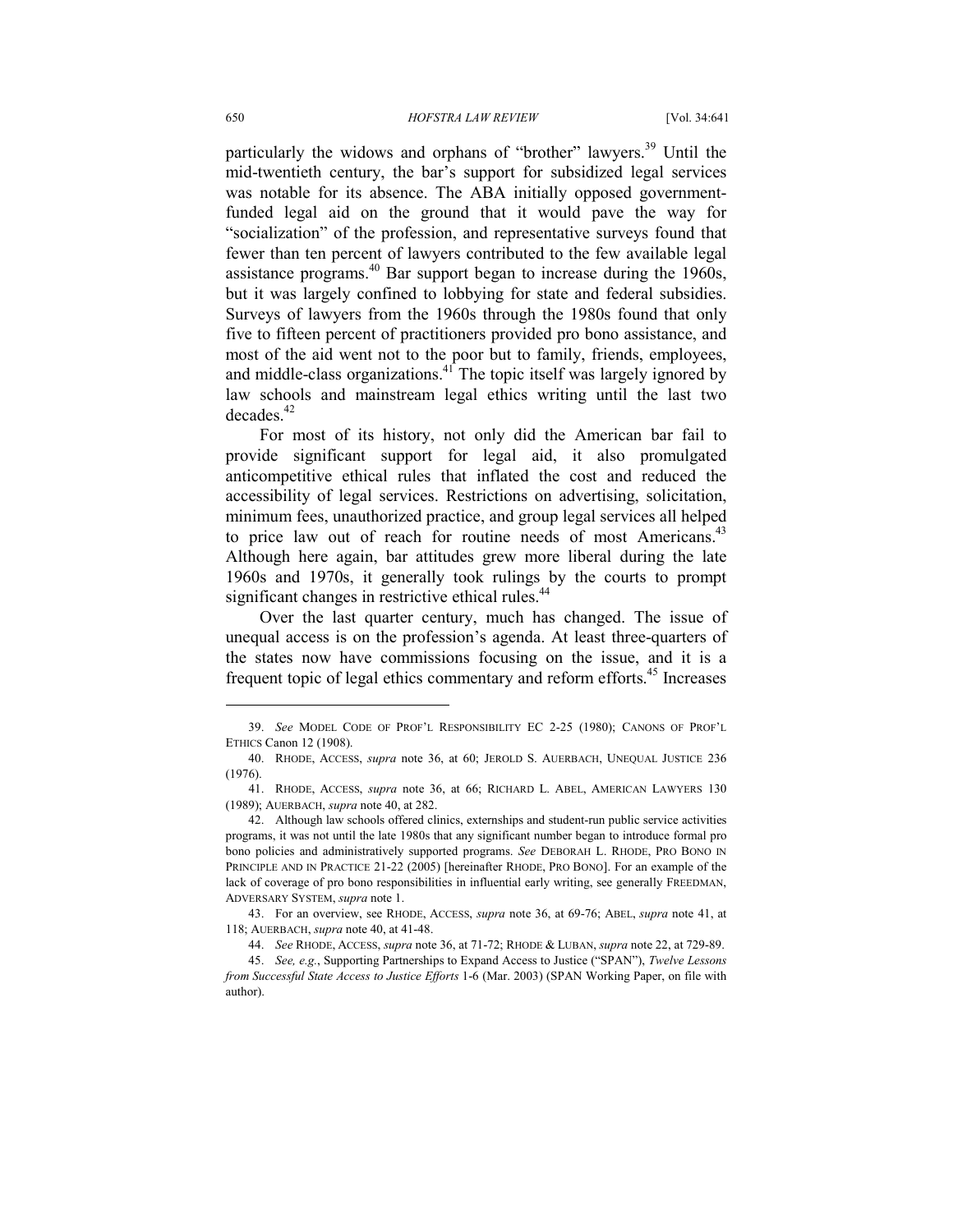particularly the widows and orphans of "brother" lawyers.[39] Until the mid-twentieth century, the bar's support for subsidized legal services was notable for its absence. The ABA initially opposed government-funded legal aid on the ground that it would pave the way for "socialization" of the profession, and representative surveys found that fewer than ten percent of lawyers contributed to the few available legal assistance programs.[40] Bar support began to increase during the 1960s, but it was largely confined to lobbying for state and federal subsidies. Surveys of lawyers from the 1960s through the 1980s found that only five to fifteen percent of practitioners provided pro bono assistance, and most of the aid went not to the poor but to family, friends, employees, and middle-class organizations.[41] The topic itself was largely ignored by law schools and mainstream legal ethics writing until the last two decades.[42]

For most of its history, not only did the American bar fail to provide significant support for legal aid, it also promulgated anticompetitive ethical rules that inflated the cost and reduced the accessibility of legal services. Restrictions on advertising, solicitation, minimum fees, unauthorized practice, and group legal services all helped to price law out of reach for routine needs of most Americans.[43] Although here again, bar attitudes grew more liberal during the late 1960s and 1970s, it generally took rulings by the courts to prompt significant changes in restrictive ethical rules.[44]

Over the last quarter century, much has changed. The issue of unequal access is on the profession's agenda. At least three-quarters of the states now have commissions focusing on the issue, and it is a frequent topic of legal ethics commentary and reform efforts.[45] Increases

---

39. *See* MODEL CODE OF PROF'L RESPONSIBILITY EC 2-25 (1980); CANONS OF PROF'L ETHICS Canon 12 (1908).

40. RHODE, ACCESS, *supra* note 36, at 60; JEROLD S. AUERBACH, UNEQUAL JUSTICE 236 (1976).

41. RHODE, ACCESS, *supra* note 36, at 66; RICHARD L. ABEL, AMERICAN LAWYERS 130 (1989); AUERBACH, *supra* note 40, at 282.

42. Although law schools offered clinics, externships and student-run public service activities programs, it was not until the late 1980s that any significant number began to introduce formal pro bono policies and administratively supported programs. *See* DEBORAH L. RHODE, PRO BONO IN PRINCIPLE AND IN PRACTICE 21-22 (2005) [hereinafter RHODE, PRO BONO]. For an example of the lack of coverage of pro bono responsibilities in influential early writing, see generally FREEDMAN, ADVERSARY SYSTEM, *supra* note 1.

43. For an overview, see RHODE, ACCESS, *supra* note 36, at 69-76; ABEL, *supra* note 41, at 118; AUERBACH, *supra* note 40, at 41-48.

44. *See* RHODE, ACCESS, *supra* note 36, at 71-72; RHODE & LUBAN, *supra* note 22, at 729-89.

45. *See, e.g.*, Supporting Partnerships to Expand Access to Justice ("SPAN"), *Twelve Lessons from Successful State Access to Justice Efforts* 1-6 (Mar. 2003) (SPAN Working Paper, on file with author).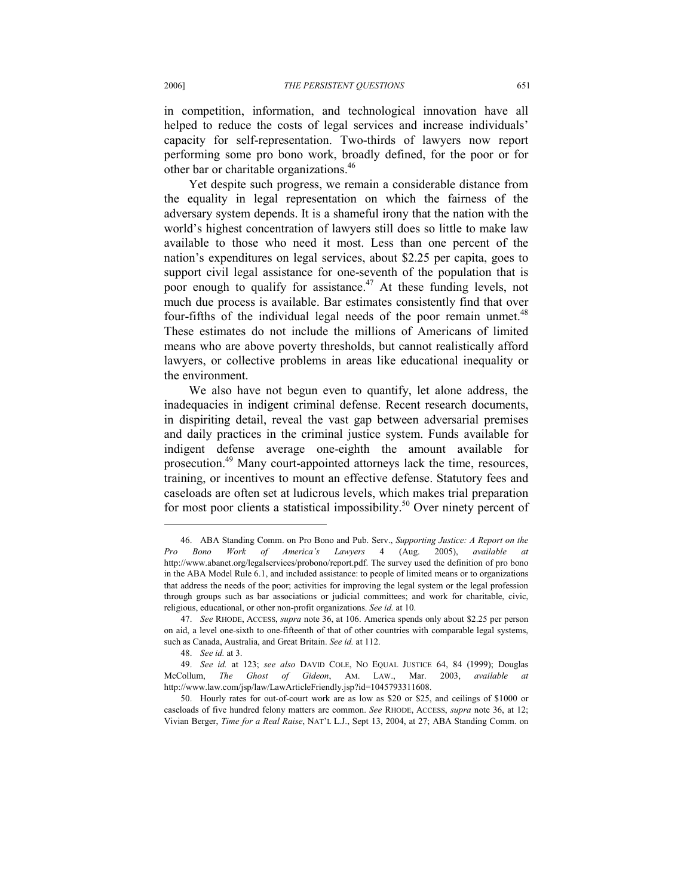in competition, information, and technological innovation have all helped to reduce the costs of legal services and increase individuals' capacity for self-representation. Two-thirds of lawyers now report performing some pro bono work, broadly defined, for the poor or for other bar or charitable organizations.[46]

Yet despite such progress, we remain a considerable distance from the equality in legal representation on which the fairness of the adversary system depends. It is a shameful irony that the nation with the world's highest concentration of lawyers still does so little to make law available to those who need it most. Less than one percent of the nation's expenditures on legal services, about $2.25 per capita, goes to support civil legal assistance for one-seventh of the population that is poor enough to qualify for assistance.[47] At these funding levels, not much due process is available. Bar estimates consistently find that over four-fifths of the individual legal needs of the poor remain unmet.[48] These estimates do not include the millions of Americans of limited means who are above poverty thresholds, but cannot realistically afford lawyers, or collective problems in areas like educational inequality or the environment.

We also have not begun even to quantify, let alone address, the inadequacies in indigent criminal defense. Recent research documents, in dispiriting detail, reveal the vast gap between adversarial premises and daily practices in the criminal justice system. Funds available for indigent defense average one-eighth the amount available for prosecution.[49] Many court-appointed attorneys lack the time, resources, training, or incentives to mount an effective defense. Statutory fees and caseloads are often set at ludicrous levels, which makes trial preparation for most poor clients a statistical impossibility.[50] Over ninety percent of

---

46. ABA Standing Comm. on Pro Bono and Pub. Serv., *Supporting Justice: A Report on the Pro Bono Work of America's Lawyers* 4 (Aug. 2005), *available at* http://www.abanet.org/legalservices/probono/report.pdf. The survey used the definition of pro bono in the ABA Model Rule 6.1, and included assistance: to people of limited means or to organizations that address the needs of the poor; activities for improving the legal system or the legal profession through groups such as bar associations or judicial committees; and work for charitable, civic, religious, educational, or other non-profit organizations. *See id.* at 10.

47. *See* RHODE, ACCESS, *supra* note 36, at 106. America spends only about $2.25 per person on aid, a level one-sixth to one-fifteenth of that of other countries with comparable legal systems, such as Canada, Australia, and Great Britain. *See id.* at 112.

48. *See id.* at 3.

49. *See id.* at 123; *see also* DAVID COLE, NO EQUAL JUSTICE 64, 84 (1999); Douglas McCollum, *The Ghost of Gideon*, AM. LAW., Mar. 2003, *available at* http://www.law.com/jsp/law/LawArticleFriendly.jsp?id=1045793311608.

50. Hourly rates for out-of-court work are as low as $20 or $25, and ceilings of $1000 or caseloads of five hundred felony matters are common. *See* RHODE, ACCESS, *supra* note 36, at 12; Vivian Berger, *Time for a Real Raise*, NAT'L L.J., Sept 13, 2004, at 27; ABA Standing Comm. on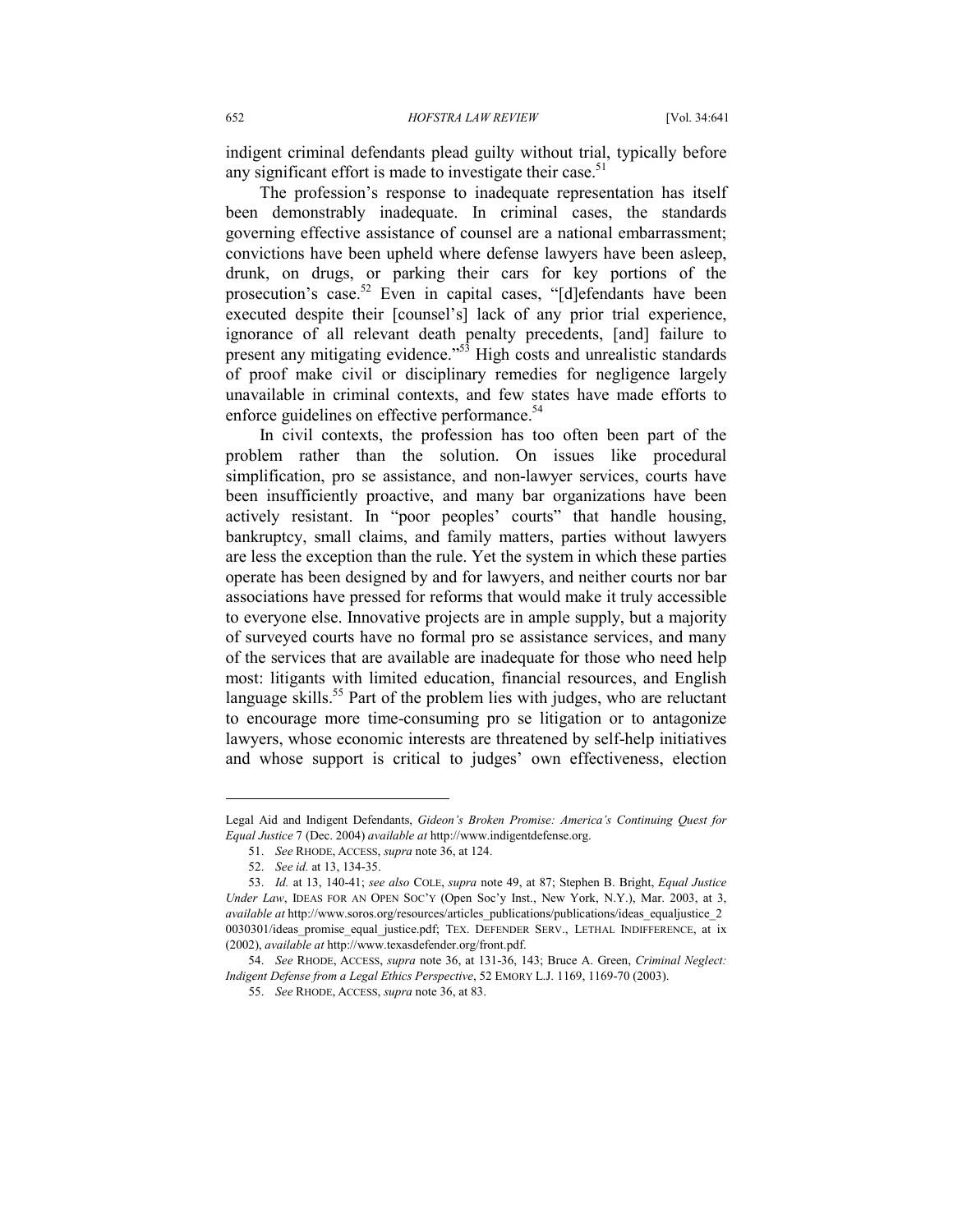indigent criminal defendants plead guilty without trial, typically before any significant effort is made to investigate their case.[51]

The profession's response to inadequate representation has itself been demonstrably inadequate. In criminal cases, the standards governing effective assistance of counsel are a national embarrassment; convictions have been upheld where defense lawyers have been asleep, drunk, on drugs, or parking their cars for key portions of the prosecution's case.[52] Even in capital cases, "[d]efendants have been executed despite their [counsel's] lack of any prior trial experience, ignorance of all relevant death penalty precedents, [and] failure to present any mitigating evidence."[53] High costs and unrealistic standards of proof make civil or disciplinary remedies for negligence largely unavailable in criminal contexts, and few states have made efforts to enforce guidelines on effective performance.[54]

In civil contexts, the profession has too often been part of the problem rather than the solution. On issues like procedural simplification, pro se assistance, and non-lawyer services, courts have been insufficiently proactive, and many bar organizations have been actively resistant. In "poor peoples' courts" that handle housing, bankruptcy, small claims, and family matters, parties without lawyers are less the exception than the rule. Yet the system in which these parties operate has been designed by and for lawyers, and neither courts nor bar associations have pressed for reforms that would make it truly accessible to everyone else. Innovative projects are in ample supply, but a majority of surveyed courts have no formal pro se assistance services, and many of the services that are available are inadequate for those who need help most: litigants with limited education, financial resources, and English language skills.[55] Part of the problem lies with judges, who are reluctant to encourage more time-consuming pro se litigation or to antagonize lawyers, whose economic interests are threatened by self-help initiatives and whose support is critical to judges' own effectiveness, election

---

Legal Aid and Indigent Defendants, *Gideon's Broken Promise: America's Continuing Quest for Equal Justice* 7 (Dec. 2004) *available at* http://www.indigentdefense.org.

51. *See* RHODE, ACCESS, *supra* note 36, at 124.

52. *See id.* at 13, 134-35.

53. *Id.* at 13, 140-41; *see also* COLE, *supra* note 49, at 87; Stephen B. Bright, *Equal Justice Under Law*, IDEAS FOR AN OPEN SOC'Y (Open Soc'y Inst., New York, N.Y.), Mar. 2003, at 3, *available at* http://www.soros.org/resources/articles_publications/publications/ideas_equaljustice_20030301/ideas_promise_equal_justice.pdf; TEX. DEFENDER SERV., LETHAL INDIFFERENCE, at ix (2002), *available at* http://www.texasdefender.org/front.pdf.

54. *See* RHODE, ACCESS, *supra* note 36, at 131-36, 143; Bruce A. Green, *Criminal Neglect: Indigent Defense from a Legal Ethics Perspective*, 52 EMORY L.J. 1169, 1169-70 (2003).

55. *See* RHODE, ACCESS, *supra* note 36, at 83.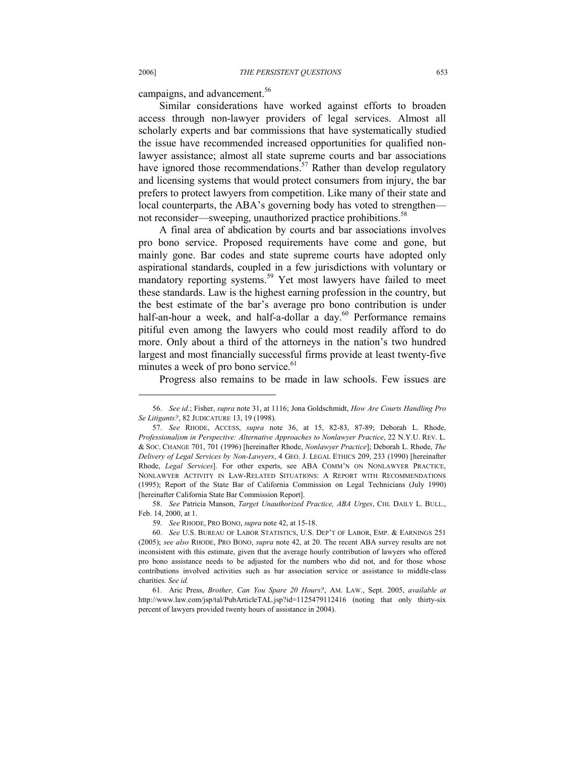campaigns, and advancement.[56]

Similar considerations have worked against efforts to broaden access through non-lawyer providers of legal services. Almost all scholarly experts and bar commissions that have systematically studied the issue have recommended increased opportunities for qualified non-lawyer assistance; almost all state supreme courts and bar associations have ignored those recommendations.[57] Rather than develop regulatory and licensing systems that would protect consumers from injury, the bar prefers to protect lawyers from competition. Like many of their state and local counterparts, the ABA's governing body has voted to strengthen—not reconsider—sweeping, unauthorized practice prohibitions.[58]

A final area of abdication by courts and bar associations involves pro bono service. Proposed requirements have come and gone, but mainly gone. Bar codes and state supreme courts have adopted only aspirational standards, coupled in a few jurisdictions with voluntary or mandatory reporting systems.[59] Yet most lawyers have failed to meet these standards. Law is the highest earning profession in the country, but the best estimate of the bar's average pro bono contribution is under half-an-hour a week, and half-a-dollar a day.[60] Performance remains pitiful even among the lawyers who could most readily afford to do more. Only about a third of the attorneys in the nation's two hundred largest and most financially successful firms provide at least twenty-five minutes a week of pro bono service.[61]

Progress also remains to be made in law schools. Few issues are

---

56. *See id.*; Fisher, *supra* note 31, at 1116; Jona Goldschmidt, *How Are Courts Handling Pro Se Litigants?*, 82 JUDICATURE 13, 19 (1998).

57. *See* RHODE, ACCESS, *supra* note 36, at 15, 82-83, 87-89; Deborah L. Rhode, *Professionalism in Perspective: Alternative Approaches to Nonlawyer Practice*, 22 N.Y.U. REV. L. & SOC. CHANGE 701, 701 (1996) [hereinafter Rhode, *Nonlawyer Practice*]; Deborah L. Rhode, *The Delivery of Legal Services by Non-Lawyers*, 4 GEO. J. LEGAL ETHICS 209, 233 (1990) [hereinafter Rhode, *Legal Services*]. For other experts, see ABA COMM'N ON NONLAWYER PRACTICE, NONLAWYER ACTIVITY IN LAW-RELATED SITUATIONS: A REPORT WITH RECOMMENDATIONS (1995); Report of the State Bar of California Commission on Legal Technicians (July 1990) [hereinafter California State Bar Commission Report].

58. *See* Patricia Manson, *Target Unauthorized Practice, ABA Urges*, CHI. DAILY L. BULL., Feb. 14, 2000, at 1.

59. *See* RHODE, PRO BONO, *supra* note 42, at 15-18.

60. *See* U.S. BUREAU OF LABOR STATISTICS, U.S. DEP'T OF LABOR, EMP. & EARNINGS 251 (2005); *see also* RHODE, PRO BONO, *supra* note 42, at 20. The recent ABA survey results are not inconsistent with this estimate, given that the average hourly contribution of lawyers who offered pro bono assistance needs to be adjusted for the numbers who did not, and for those whose contributions involved activities such as bar association service or assistance to middle-class charities. *See id.*

61. Aric Press, *Brother, Can You Spare 20 Hours?*, AM. LAW., Sept. 2005, *available at* http://www.law.com/jsp/tal/PubArticleTAL.jsp?id=1125479112416 (noting that only thirty-six percent of lawyers provided twenty hours of assistance in 2004).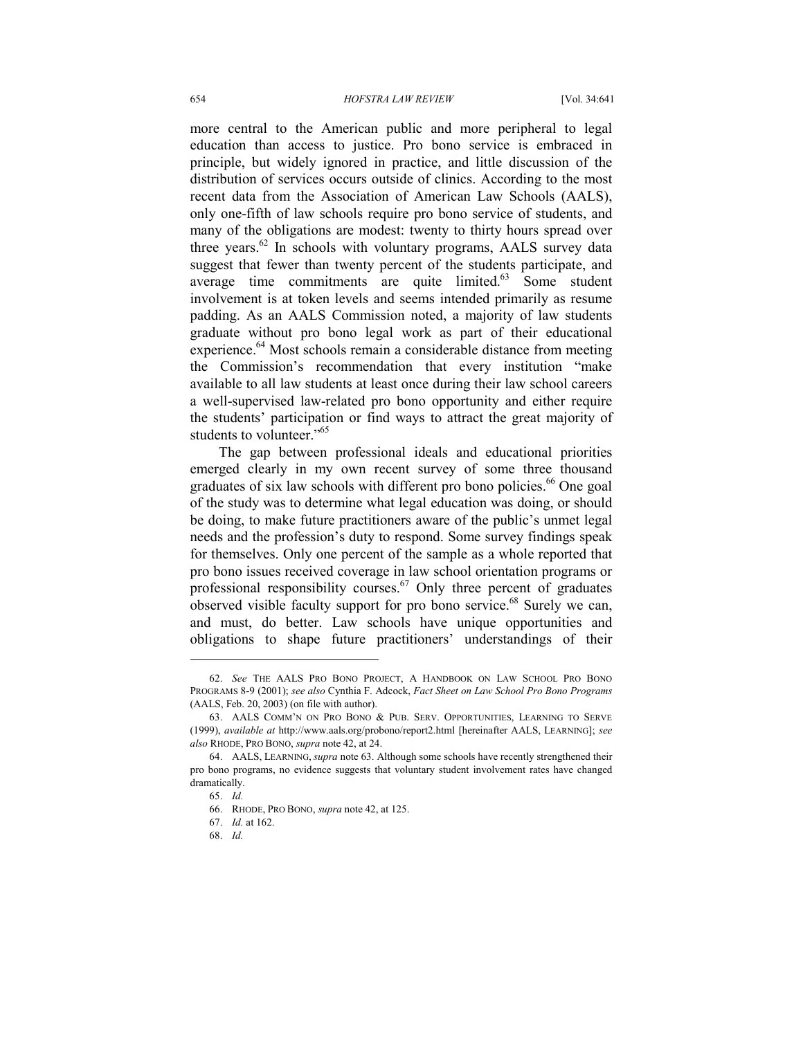more central to the American public and more peripheral to legal education than access to justice. Pro bono service is embraced in principle, but widely ignored in practice, and little discussion of the distribution of services occurs outside of clinics. According to the most recent data from the Association of American Law Schools (AALS), only one-fifth of law schools require pro bono service of students, and many of the obligations are modest: twenty to thirty hours spread over three years.[62] In schools with voluntary programs, AALS survey data suggest that fewer than twenty percent of the students participate, and average time commitments are quite limited.[63] Some student involvement is at token levels and seems intended primarily as resume padding. As an AALS Commission noted, a majority of law students graduate without pro bono legal work as part of their educational experience.[64] Most schools remain a considerable distance from meeting the Commission's recommendation that every institution "make available to all law students at least once during their law school careers a well-supervised law-related pro bono opportunity and either require the students' participation or find ways to attract the great majority of students to volunteer."[65]

The gap between professional ideals and educational priorities emerged clearly in my own recent survey of some three thousand graduates of six law schools with different pro bono policies.[66] One goal of the study was to determine what legal education was doing, or should be doing, to make future practitioners aware of the public's unmet legal needs and the profession's duty to respond. Some survey findings speak for themselves. Only one percent of the sample as a whole reported that pro bono issues received coverage in law school orientation programs or professional responsibility courses.[67] Only three percent of graduates observed visible faculty support for pro bono service.[68] Surely we can, and must, do better. Law schools have unique opportunities and obligations to shape future practitioners' understandings of their

---

62. *See* THE AALS PRO BONO PROJECT, A HANDBOOK ON LAW SCHOOL PRO BONO PROGRAMS 8-9 (2001); *see also* Cynthia F. Adcock, *Fact Sheet on Law School Pro Bono Programs* (AALS, Feb. 20, 2003) (on file with author).

63. AALS COMM'N ON PRO BONO & PUB. SERV. OPPORTUNITIES, LEARNING TO SERVE (1999), *available at* http://www.aals.org/probono/report2.html [hereinafter AALS, LEARNING]; *see also* RHODE, PRO BONO, *supra* note 42, at 24.

64. AALS, LEARNING, *supra* note 63. Although some schools have recently strengthened their pro bono programs, no evidence suggests that voluntary student involvement rates have changed dramatically.

65. *Id.*

66. RHODE, PRO BONO, *supra* note 42, at 125.

67. *Id.* at 162.

68. *Id.*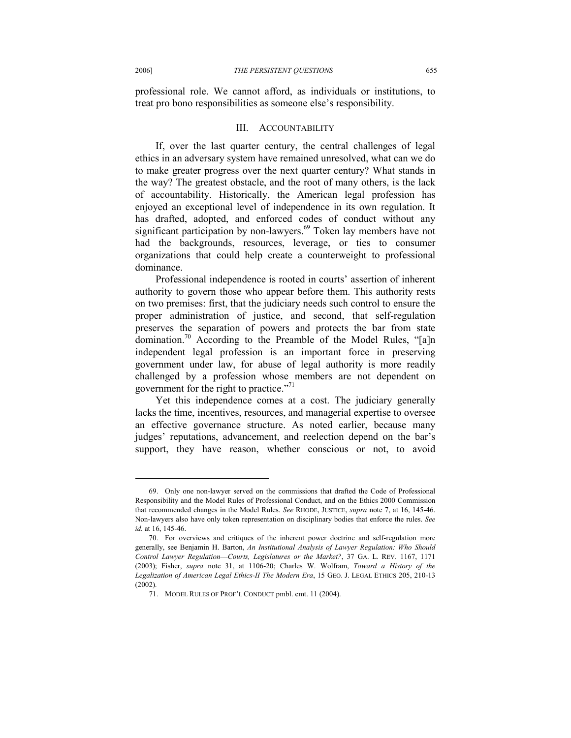professional role. We cannot afford, as individuals or institutions, to treat pro bono responsibilities as someone else's responsibility.

## III. ACCOUNTABILITY

If, over the last quarter century, the central challenges of legal ethics in an adversary system have remained unresolved, what can we do to make greater progress over the next quarter century? What stands in the way? The greatest obstacle, and the root of many others, is the lack of accountability. Historically, the American legal profession has enjoyed an exceptional level of independence in its own regulation. It has drafted, adopted, and enforced codes of conduct without any significant participation by non-lawyers.[69] Token lay members have not had the backgrounds, resources, leverage, or ties to consumer organizations that could help create a counterweight to professional dominance.

Professional independence is rooted in courts' assertion of inherent authority to govern those who appear before them. This authority rests on two premises: first, that the judiciary needs such control to ensure the proper administration of justice, and second, that self-regulation preserves the separation of powers and protects the bar from state domination.[70] According to the Preamble of the Model Rules, "[a]n independent legal profession is an important force in preserving government under law, for abuse of legal authority is more readily challenged by a profession whose members are not dependent on government for the right to practice."[71]

Yet this independence comes at a cost. The judiciary generally lacks the time, incentives, resources, and managerial expertise to oversee an effective governance structure. As noted earlier, because many judges' reputations, advancement, and reelection depend on the bar's support, they have reason, whether conscious or not, to avoid

---

69. Only one non-lawyer served on the commissions that drafted the Code of Professional Responsibility and the Model Rules of Professional Conduct, and on the Ethics 2000 Commission that recommended changes in the Model Rules. *See* RHODE, JUSTICE, *supra* note 7, at 16, 145-46. Non-lawyers also have only token representation on disciplinary bodies that enforce the rules. *See id.* at 16, 145-46.

70. For overviews and critiques of the inherent power doctrine and self-regulation more generally, see Benjamin H. Barton, *An Institutional Analysis of Lawyer Regulation: Who Should Control Lawyer Regulation—Courts, Legislatures or the Market?*, 37 GA. L. REV. 1167, 1171 (2003); Fisher, *supra* note 31, at 1106-20; Charles W. Wolfram, *Toward a History of the Legalization of American Legal Ethics-II The Modern Era*, 15 GEO. J. LEGAL ETHICS 205, 210-13 (2002).

71. MODEL RULES OF PROF'L CONDUCT pmbl. cmt. 11 (2004).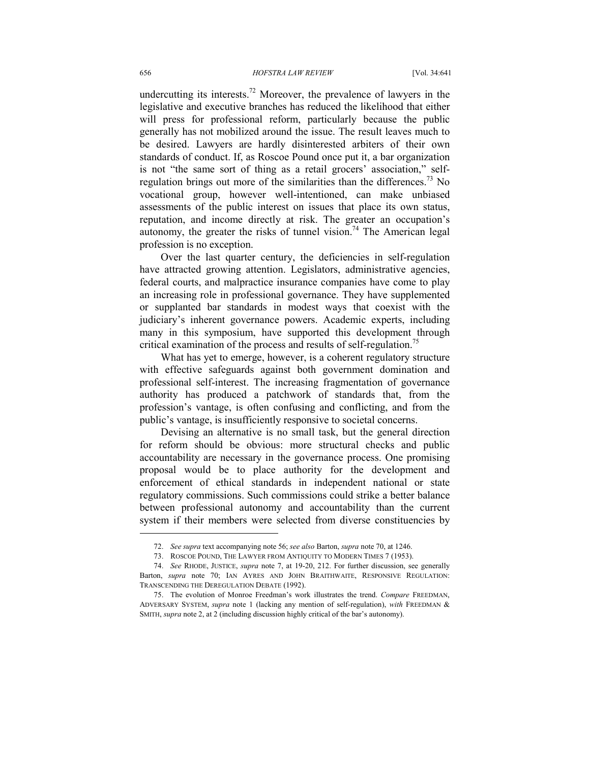undercutting its interests.[72] Moreover, the prevalence of lawyers in the legislative and executive branches has reduced the likelihood that either will press for professional reform, particularly because the public generally has not mobilized around the issue. The result leaves much to be desired. Lawyers are hardly disinterested arbiters of their own standards of conduct. If, as Roscoe Pound once put it, a bar organization is not "the same sort of thing as a retail grocers' association," self-regulation brings out more of the similarities than the differences.[73] No vocational group, however well-intentioned, can make unbiased assessments of the public interest on issues that place its own status, reputation, and income directly at risk. The greater an occupation's autonomy, the greater the risks of tunnel vision.[74] The American legal profession is no exception.

Over the last quarter century, the deficiencies in self-regulation have attracted growing attention. Legislators, administrative agencies, federal courts, and malpractice insurance companies have come to play an increasing role in professional governance. They have supplemented or supplanted bar standards in modest ways that coexist with the judiciary's inherent governance powers. Academic experts, including many in this symposium, have supported this development through critical examination of the process and results of self-regulation.[75]

What has yet to emerge, however, is a coherent regulatory structure with effective safeguards against both government domination and professional self-interest. The increasing fragmentation of governance authority has produced a patchwork of standards that, from the profession's vantage, is often confusing and conflicting, and from the public's vantage, is insufficiently responsive to societal concerns.

Devising an alternative is no small task, but the general direction for reform should be obvious: more structural checks and public accountability are necessary in the governance process. One promising proposal would be to place authority for the development and enforcement of ethical standards in independent national or state regulatory commissions. Such commissions could strike a better balance between professional autonomy and accountability than the current system if their members were selected from diverse constituencies by

---

72. *See supra* text accompanying note 56; *see also* Barton, *supra* note 70, at 1246.

73. ROSCOE POUND, THE LAWYER FROM ANTIQUITY TO MODERN TIMES 7 (1953).

74. *See* RHODE, JUSTICE, *supra* note 7, at 19-20, 212. For further discussion, see generally Barton, *supra* note 70; IAN AYRES AND JOHN BRAITHWAITE, RESPONSIVE REGULATION: TRANSCENDING THE DEREGULATION DEBATE (1992).

75. The evolution of Monroe Freedman's work illustrates the trend. *Compare* FREEDMAN, ADVERSARY SYSTEM, *supra* note 1 (lacking any mention of self-regulation), *with* FREEDMAN & SMITH, *supra* note 2, at 2 (including discussion highly critical of the bar's autonomy).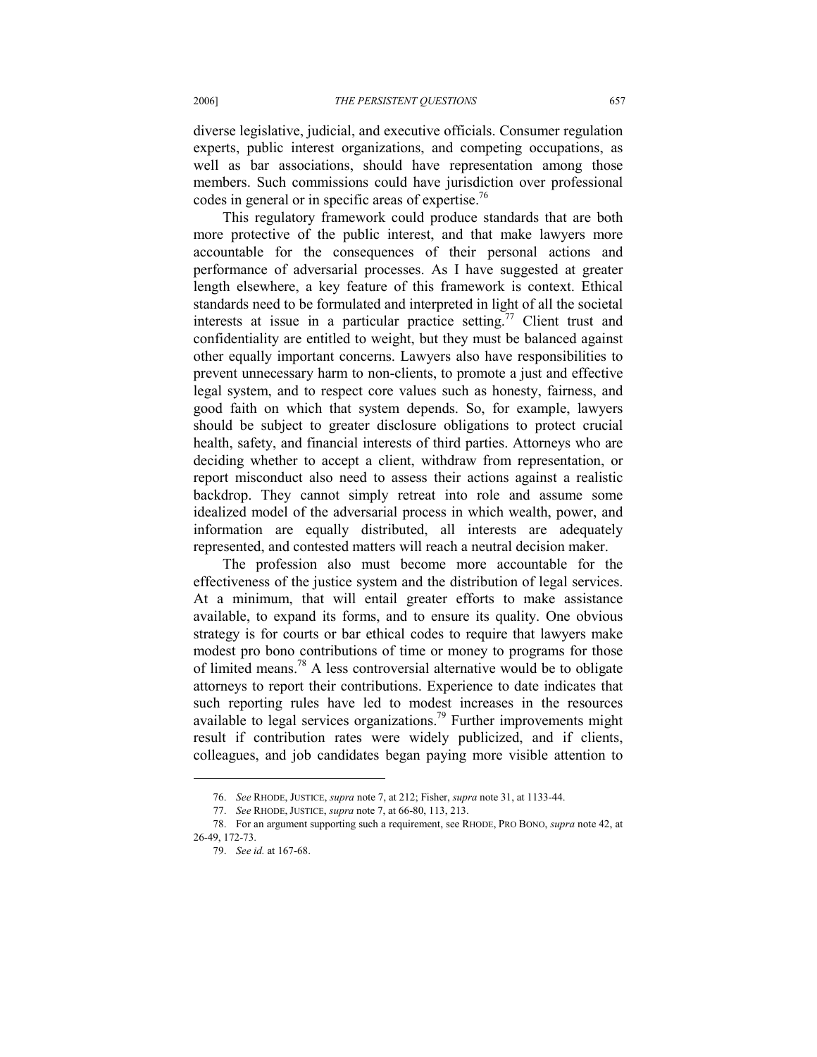diverse legislative, judicial, and executive officials. Consumer regulation experts, public interest organizations, and competing occupations, as well as bar associations, should have representation among those members. Such commissions could have jurisdiction over professional codes in general or in specific areas of expertise.[76]

This regulatory framework could produce standards that are both more protective of the public interest, and that make lawyers more accountable for the consequences of their personal actions and performance of adversarial processes. As I have suggested at greater length elsewhere, a key feature of this framework is context. Ethical standards need to be formulated and interpreted in light of all the societal interests at issue in a particular practice setting.[77] Client trust and confidentiality are entitled to weight, but they must be balanced against other equally important concerns. Lawyers also have responsibilities to prevent unnecessary harm to non-clients, to promote a just and effective legal system, and to respect core values such as honesty, fairness, and good faith on which that system depends. So, for example, lawyers should be subject to greater disclosure obligations to protect crucial health, safety, and financial interests of third parties. Attorneys who are deciding whether to accept a client, withdraw from representation, or report misconduct also need to assess their actions against a realistic backdrop. They cannot simply retreat into role and assume some idealized model of the adversarial process in which wealth, power, and information are equally distributed, all interests are adequately represented, and contested matters will reach a neutral decision maker.

The profession also must become more accountable for the effectiveness of the justice system and the distribution of legal services. At a minimum, that will entail greater efforts to make assistance available, to expand its forms, and to ensure its quality. One obvious strategy is for courts or bar ethical codes to require that lawyers make modest pro bono contributions of time or money to programs for those of limited means.[78] A less controversial alternative would be to obligate attorneys to report their contributions. Experience to date indicates that such reporting rules have led to modest increases in the resources available to legal services organizations.[79] Further improvements might result if contribution rates were widely publicized, and if clients, colleagues, and job candidates began paying more visible attention to

---

76. *See* RHODE, JUSTICE, *supra* note 7, at 212; Fisher, *supra* note 31, at 1133-44.

77. *See* RHODE, JUSTICE, *supra* note 7, at 66-80, 113, 213.

78. For an argument supporting such a requirement, see RHODE, PRO BONO, *supra* note 42, at 26-49, 172-73.

79. *See id.* at 167-68.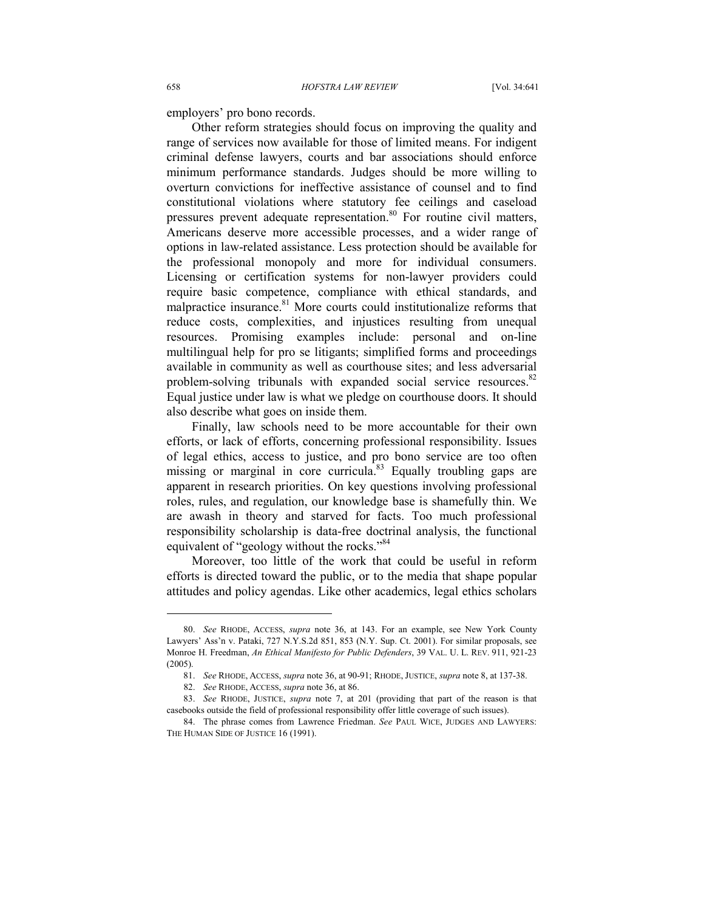employers' pro bono records.

Other reform strategies should focus on improving the quality and range of services now available for those of limited means. For indigent criminal defense lawyers, courts and bar associations should enforce minimum performance standards. Judges should be more willing to overturn convictions for ineffective assistance of counsel and to find constitutional violations where statutory fee ceilings and caseload pressures prevent adequate representation.[80] For routine civil matters, Americans deserve more accessible processes, and a wider range of options in law-related assistance. Less protection should be available for the professional monopoly and more for individual consumers. Licensing or certification systems for non-lawyer providers could require basic competence, compliance with ethical standards, and malpractice insurance.[81] More courts could institutionalize reforms that reduce costs, complexities, and injustices resulting from unequal resources. Promising examples include: personal and on-line multilingual help for pro se litigants; simplified forms and proceedings available in community as well as courthouse sites; and less adversarial problem-solving tribunals with expanded social service resources.[82] Equal justice under law is what we pledge on courthouse doors. It should also describe what goes on inside them.

Finally, law schools need to be more accountable for their own efforts, or lack of efforts, concerning professional responsibility. Issues of legal ethics, access to justice, and pro bono service are too often missing or marginal in core curricula.[83] Equally troubling gaps are apparent in research priorities. On key questions involving professional roles, rules, and regulation, our knowledge base is shamefully thin. We are awash in theory and starved for facts. Too much professional responsibility scholarship is data-free doctrinal analysis, the functional equivalent of "geology without the rocks."[84]

Moreover, too little of the work that could be useful in reform efforts is directed toward the public, or to the media that shape popular attitudes and policy agendas. Like other academics, legal ethics scholars

---

80. *See* RHODE, ACCESS, *supra* note 36, at 143. For an example, see New York County Lawyers' Ass'n v. Pataki, 727 N.Y.S.2d 851, 853 (N.Y. Sup. Ct. 2001). For similar proposals, see Monroe H. Freedman, *An Ethical Manifesto for Public Defenders*, 39 VAL. U. L. REV. 911, 921-23 (2005).

81. *See* RHODE, ACCESS, *supra* note 36, at 90-91; RHODE, JUSTICE, *supra* note 8, at 137-38.

82. *See* RHODE, ACCESS, *supra* note 36, at 86.

83. *See* RHODE, JUSTICE, *supra* note 7, at 201 (providing that part of the reason is that casebooks outside the field of professional responsibility offer little coverage of such issues).

84. The phrase comes from Lawrence Friedman. *See* PAUL WICE, JUDGES AND LAWYERS: THE HUMAN SIDE OF JUSTICE 16 (1991).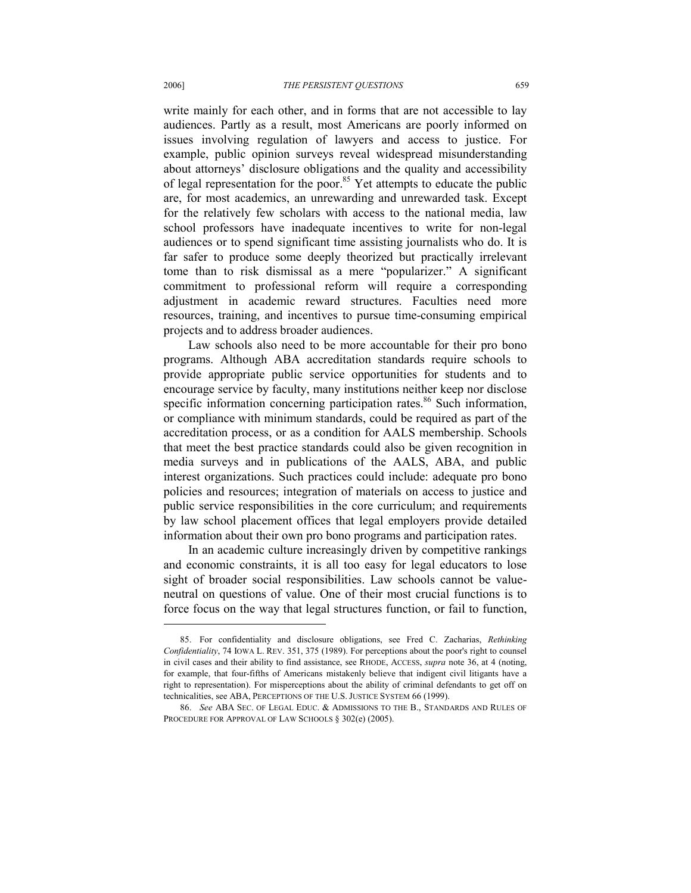write mainly for each other, and in forms that are not accessible to lay audiences. Partly as a result, most Americans are poorly informed on issues involving regulation of lawyers and access to justice. For example, public opinion surveys reveal widespread misunderstanding about attorneys' disclosure obligations and the quality and accessibility of legal representation for the poor.[85] Yet attempts to educate the public are, for most academics, an unrewarding and unrewarded task. Except for the relatively few scholars with access to the national media, law school professors have inadequate incentives to write for non-legal audiences or to spend significant time assisting journalists who do. It is far safer to produce some deeply theorized but practically irrelevant tome than to risk dismissal as a mere "popularizer." A significant commitment to professional reform will require a corresponding adjustment in academic reward structures. Faculties need more resources, training, and incentives to pursue time-consuming empirical projects and to address broader audiences.

Law schools also need to be more accountable for their pro bono programs. Although ABA accreditation standards require schools to provide appropriate public service opportunities for students and to encourage service by faculty, many institutions neither keep nor disclose specific information concerning participation rates.[86] Such information, or compliance with minimum standards, could be required as part of the accreditation process, or as a condition for AALS membership. Schools that meet the best practice standards could also be given recognition in media surveys and in publications of the AALS, ABA, and public interest organizations. Such practices could include: adequate pro bono policies and resources; integration of materials on access to justice and public service responsibilities in the core curriculum; and requirements by law school placement offices that legal employers provide detailed information about their own pro bono programs and participation rates.

In an academic culture increasingly driven by competitive rankings and economic constraints, it is all too easy for legal educators to lose sight of broader social responsibilities. Law schools cannot be value-neutral on questions of value. One of their most crucial functions is to force focus on the way that legal structures function, or fail to function,

---

85. For confidentiality and disclosure obligations, see Fred C. Zacharias, *Rethinking Confidentiality*, 74 IOWA L. REV. 351, 375 (1989). For perceptions about the poor's right to counsel in civil cases and their ability to find assistance, see RHODE, ACCESS, *supra* note 36, at 4 (noting, for example, that four-fifths of Americans mistakenly believe that indigent civil litigants have a right to representation). For misperceptions about the ability of criminal defendants to get off on technicalities, see ABA, PERCEPTIONS OF THE U.S. JUSTICE SYSTEM 66 (1999).

86. *See* ABA SEC. OF LEGAL EDUC. & ADMISSIONS TO THE B., STANDARDS AND RULES OF PROCEDURE FOR APPROVAL OF LAW SCHOOLS § 302(e) (2005).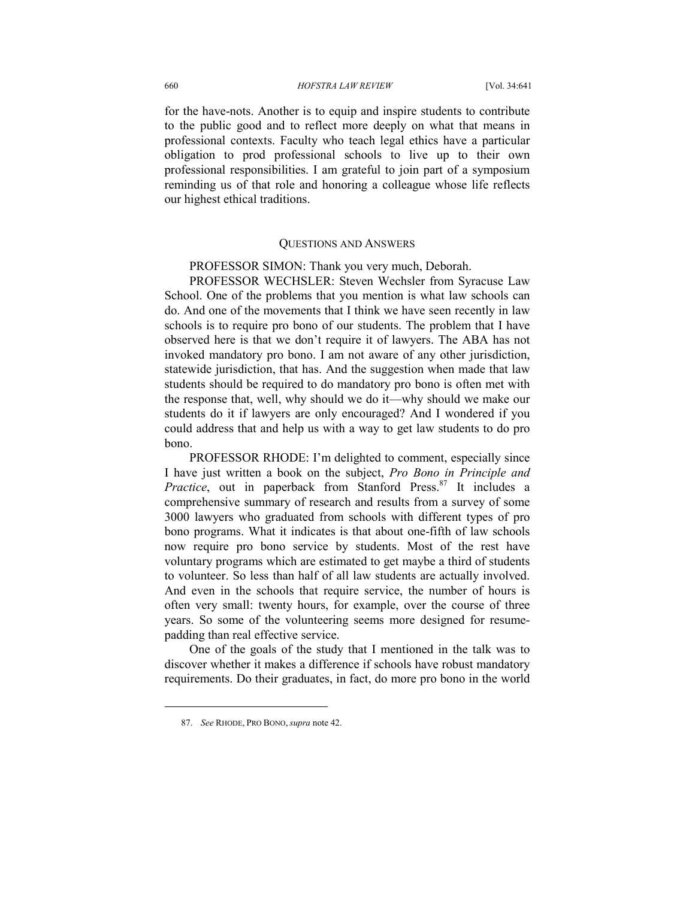for the have-nots. Another is to equip and inspire students to contribute to the public good and to reflect more deeply on what that means in professional contexts. Faculty who teach legal ethics have a particular obligation to prod professional schools to live up to their own professional responsibilities. I am grateful to join part of a symposium reminding us of that role and honoring a colleague whose life reflects our highest ethical traditions.

## QUESTIONS AND ANSWERS

PROFESSOR SIMON: Thank you very much, Deborah.

PROFESSOR WECHSLER: Steven Wechsler from Syracuse Law School. One of the problems that you mention is what law schools can do. And one of the movements that I think we have seen recently in law schools is to require pro bono of our students. The problem that I have observed here is that we don't require it of lawyers. The ABA has not invoked mandatory pro bono. I am not aware of any other jurisdiction, statewide jurisdiction, that has. And the suggestion when made that law students should be required to do mandatory pro bono is often met with the response that, well, why should we do it—why should we make our students do it if lawyers are only encouraged? And I wondered if you could address that and help us with a way to get law students to do pro bono.

PROFESSOR RHODE: I'm delighted to comment, especially since I have just written a book on the subject, *Pro Bono in Principle and Practice*, out in paperback from Stanford Press.[87] It includes a comprehensive summary of research and results from a survey of some 3000 lawyers who graduated from schools with different types of pro bono programs. What it indicates is that about one-fifth of law schools now require pro bono service by students. Most of the rest have voluntary programs which are estimated to get maybe a third of students to volunteer. So less than half of all law students are actually involved. And even in the schools that require service, the number of hours is often very small: twenty hours, for example, over the course of three years. So some of the volunteering seems more designed for resume-padding than real effective service.

One of the goals of the study that I mentioned in the talk was to discover whether it makes a difference if schools have robust mandatory requirements. Do their graduates, in fact, do more pro bono in the world

87. *See* RHODE, PRO BONO, *supra* note 42.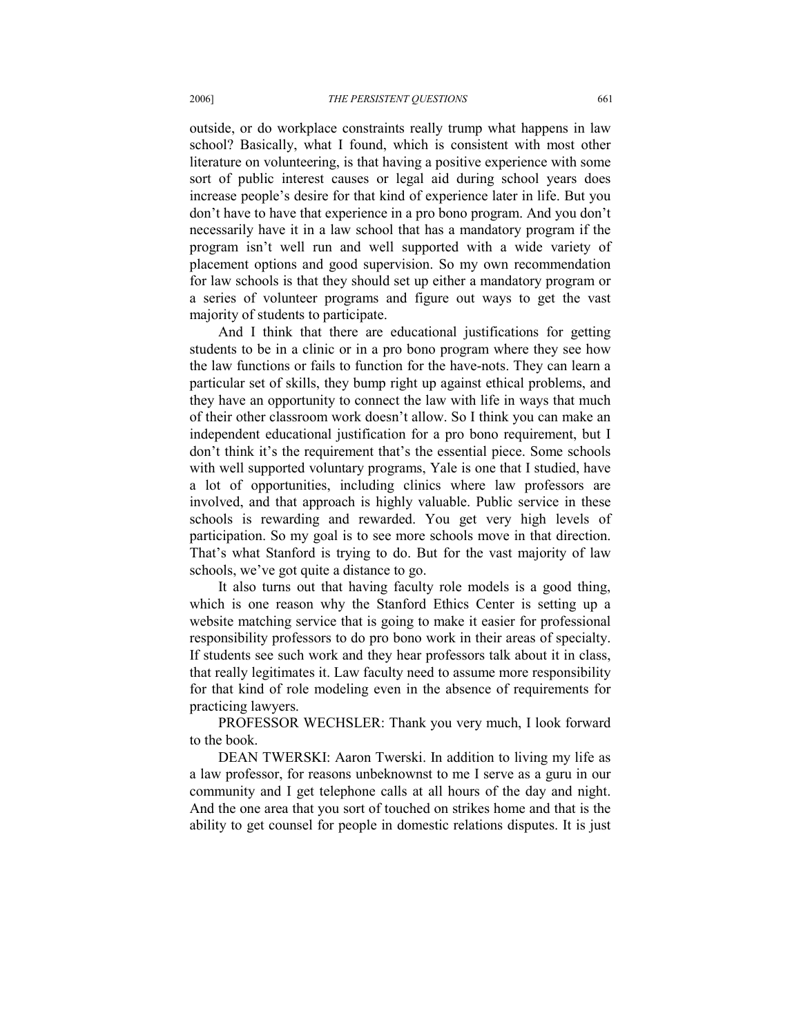outside, or do workplace constraints really trump what happens in law school? Basically, what I found, which is consistent with most other literature on volunteering, is that having a positive experience with some sort of public interest causes or legal aid during school years does increase people's desire for that kind of experience later in life. But you don't have to have that experience in a pro bono program. And you don't necessarily have it in a law school that has a mandatory program if the program isn't well run and well supported with a wide variety of placement options and good supervision. So my own recommendation for law schools is that they should set up either a mandatory program or a series of volunteer programs and figure out ways to get the vast majority of students to participate.

And I think that there are educational justifications for getting students to be in a clinic or in a pro bono program where they see how the law functions or fails to function for the have-nots. They can learn a particular set of skills, they bump right up against ethical problems, and they have an opportunity to connect the law with life in ways that much of their other classroom work doesn't allow. So I think you can make an independent educational justification for a pro bono requirement, but I don't think it's the requirement that's the essential piece. Some schools with well supported voluntary programs, Yale is one that I studied, have a lot of opportunities, including clinics where law professors are involved, and that approach is highly valuable. Public service in these schools is rewarding and rewarded. You get very high levels of participation. So my goal is to see more schools move in that direction. That's what Stanford is trying to do. But for the vast majority of law schools, we've got quite a distance to go.

It also turns out that having faculty role models is a good thing, which is one reason why the Stanford Ethics Center is setting up a website matching service that is going to make it easier for professional responsibility professors to do pro bono work in their areas of specialty. If students see such work and they hear professors talk about it in class, that really legitimates it. Law faculty need to assume more responsibility for that kind of role modeling even in the absence of requirements for practicing lawyers.

PROFESSOR WECHSLER: Thank you very much, I look forward to the book.

DEAN TWERSKI: Aaron Twerski. In addition to living my life as a law professor, for reasons unbeknownst to me I serve as a guru in our community and I get telephone calls at all hours of the day and night. And the one area that you sort of touched on strikes home and that is the ability to get counsel for people in domestic relations disputes. It is just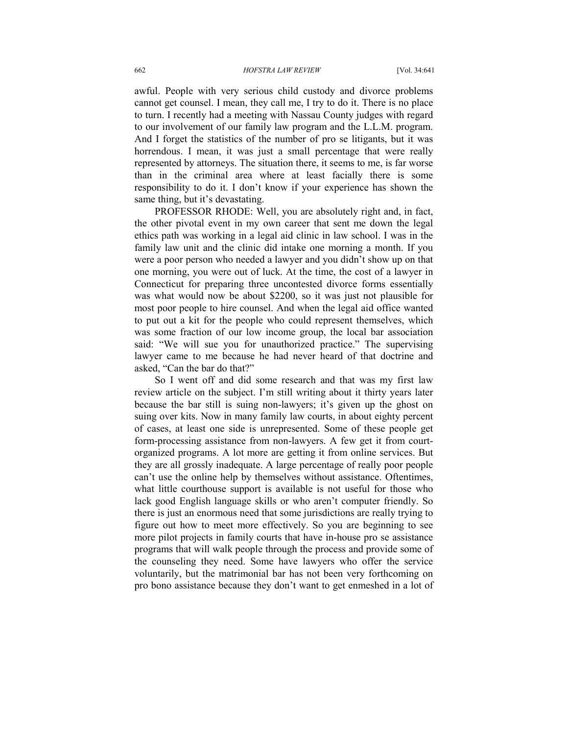awful. People with very serious child custody and divorce problems cannot get counsel. I mean, they call me, I try to do it. There is no place to turn. I recently had a meeting with Nassau County judges with regard to our involvement of our family law program and the L.L.M. program. And I forget the statistics of the number of pro se litigants, but it was horrendous. I mean, it was just a small percentage that were really represented by attorneys. The situation there, it seems to me, is far worse than in the criminal area where at least facially there is some responsibility to do it. I don't know if your experience has shown the same thing, but it's devastating.

PROFESSOR RHODE: Well, you are absolutely right and, in fact, the other pivotal event in my own career that sent me down the legal ethics path was working in a legal aid clinic in law school. I was in the family law unit and the clinic did intake one morning a month. If you were a poor person who needed a lawyer and you didn't show up on that one morning, you were out of luck. At the time, the cost of a lawyer in Connecticut for preparing three uncontested divorce forms essentially was what would now be about $2200, so it was just not plausible for most poor people to hire counsel. And when the legal aid office wanted to put out a kit for the people who could represent themselves, which was some fraction of our low income group, the local bar association said: "We will sue you for unauthorized practice." The supervising lawyer came to me because he had never heard of that doctrine and asked, "Can the bar do that?"

So I went off and did some research and that was my first law review article on the subject. I'm still writing about it thirty years later because the bar still is suing non-lawyers; it's given up the ghost on suing over kits. Now in many family law courts, in about eighty percent of cases, at least one side is unrepresented. Some of these people get form-processing assistance from non-lawyers. A few get it from court-organized programs. A lot more are getting it from online services. But they are all grossly inadequate. A large percentage of really poor people can't use the online help by themselves without assistance. Oftentimes, what little courthouse support is available is not useful for those who lack good English language skills or who aren't computer friendly. So there is just an enormous need that some jurisdictions are really trying to figure out how to meet more effectively. So you are beginning to see more pilot projects in family courts that have in-house pro se assistance programs that will walk people through the process and provide some of the counseling they need. Some have lawyers who offer the service voluntarily, but the matrimonial bar has not been very forthcoming on pro bono assistance because they don't want to get enmeshed in a lot of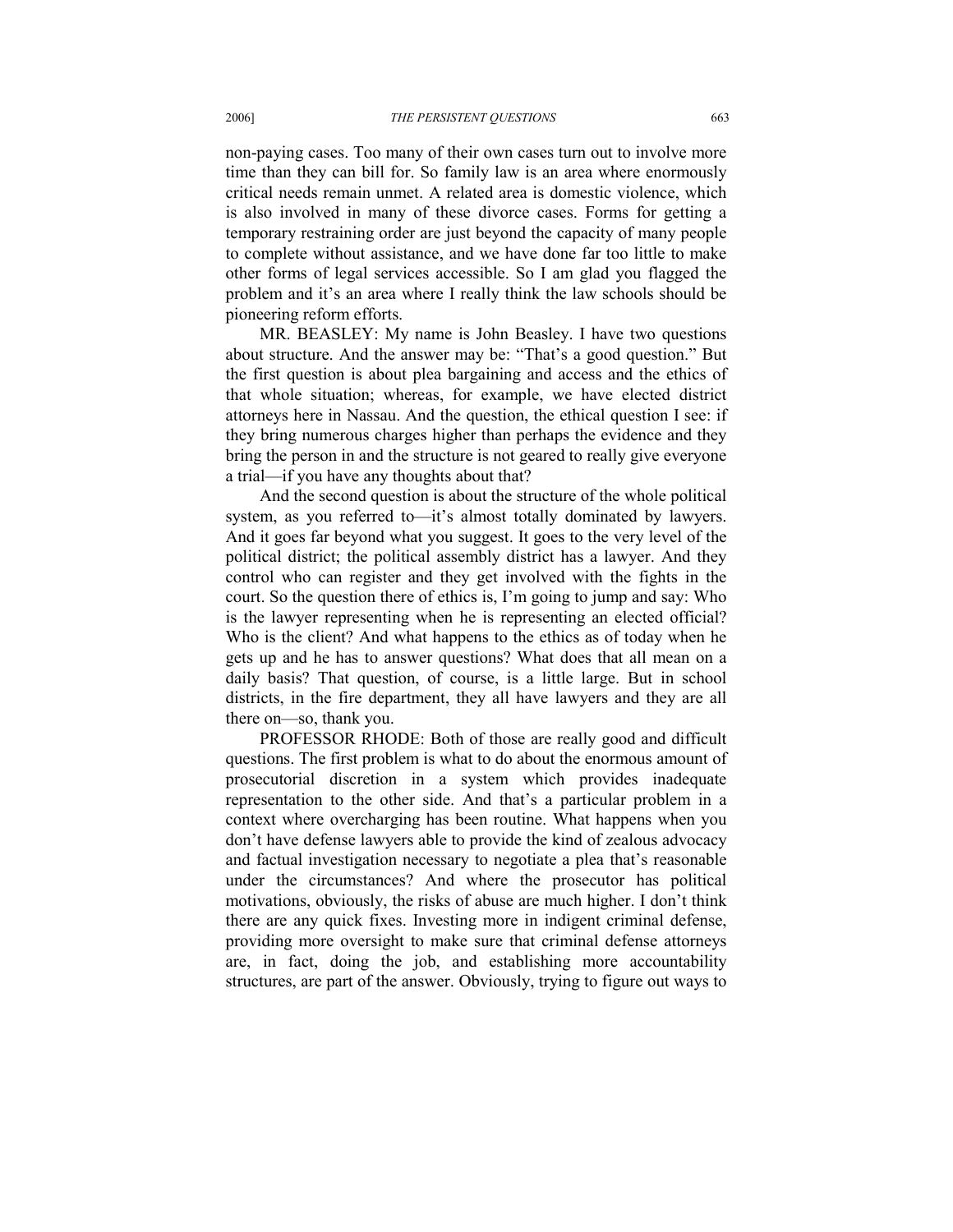non-paying cases. Too many of their own cases turn out to involve more time than they can bill for. So family law is an area where enormously critical needs remain unmet. A related area is domestic violence, which is also involved in many of these divorce cases. Forms for getting a temporary restraining order are just beyond the capacity of many people to complete without assistance, and we have done far too little to make other forms of legal services accessible. So I am glad you flagged the problem and it's an area where I really think the law schools should be pioneering reform efforts.

MR. BEASLEY: My name is John Beasley. I have two questions about structure. And the answer may be: "That's a good question." But the first question is about plea bargaining and access and the ethics of that whole situation; whereas, for example, we have elected district attorneys here in Nassau. And the question, the ethical question I see: if they bring numerous charges higher than perhaps the evidence and they bring the person in and the structure is not geared to really give everyone a trial—if you have any thoughts about that?

And the second question is about the structure of the whole political system, as you referred to—it's almost totally dominated by lawyers. And it goes far beyond what you suggest. It goes to the very level of the political district; the political assembly district has a lawyer. And they control who can register and they get involved with the fights in the court. So the question there of ethics is, I'm going to jump and say: Who is the lawyer representing when he is representing an elected official? Who is the client? And what happens to the ethics as of today when he gets up and he has to answer questions? What does that all mean on a daily basis? That question, of course, is a little large. But in school districts, in the fire department, they all have lawyers and they are all there on—so, thank you.

PROFESSOR RHODE: Both of those are really good and difficult questions. The first problem is what to do about the enormous amount of prosecutorial discretion in a system which provides inadequate representation to the other side. And that's a particular problem in a context where overcharging has been routine. What happens when you don't have defense lawyers able to provide the kind of zealous advocacy and factual investigation necessary to negotiate a plea that's reasonable under the circumstances? And where the prosecutor has political motivations, obviously, the risks of abuse are much higher. I don't think there are any quick fixes. Investing more in indigent criminal defense, providing more oversight to make sure that criminal defense attorneys are, in fact, doing the job, and establishing more accountability structures, are part of the answer. Obviously, trying to figure out ways to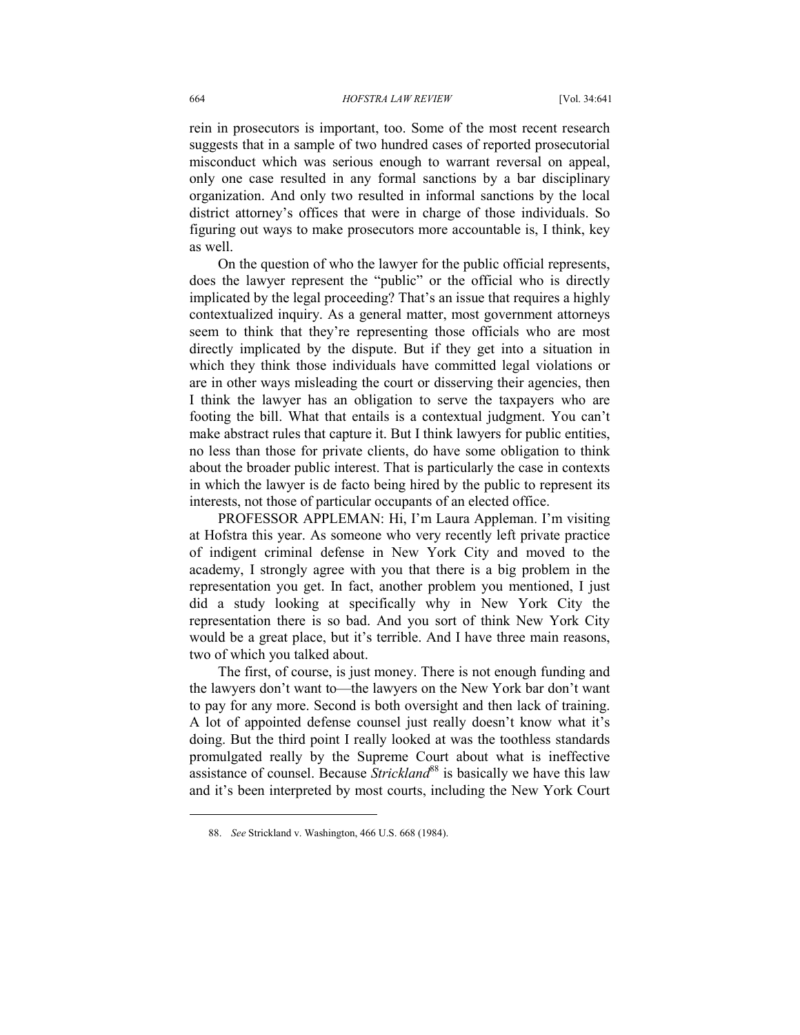rein in prosecutors is important, too. Some of the most recent research suggests that in a sample of two hundred cases of reported prosecutorial misconduct which was serious enough to warrant reversal on appeal, only one case resulted in any formal sanctions by a bar disciplinary organization. And only two resulted in informal sanctions by the local district attorney's offices that were in charge of those individuals. So figuring out ways to make prosecutors more accountable is, I think, key as well.

On the question of who the lawyer for the public official represents, does the lawyer represent the "public" or the official who is directly implicated by the legal proceeding? That's an issue that requires a highly contextualized inquiry. As a general matter, most government attorneys seem to think that they're representing those officials who are most directly implicated by the dispute. But if they get into a situation in which they think those individuals have committed legal violations or are in other ways misleading the court or disserving their agencies, then I think the lawyer has an obligation to serve the taxpayers who are footing the bill. What that entails is a contextual judgment. You can't make abstract rules that capture it. But I think lawyers for public entities, no less than those for private clients, do have some obligation to think about the broader public interest. That is particularly the case in contexts in which the lawyer is de facto being hired by the public to represent its interests, not those of particular occupants of an elected office.

PROFESSOR APPLEMAN: Hi, I'm Laura Appleman. I'm visiting at Hofstra this year. As someone who very recently left private practice of indigent criminal defense in New York City and moved to the academy, I strongly agree with you that there is a big problem in the representation you get. In fact, another problem you mentioned, I just did a study looking at specifically why in New York City the representation there is so bad. And you sort of think New York City would be a great place, but it's terrible. And I have three main reasons, two of which you talked about.

The first, of course, is just money. There is not enough funding and the lawyers don't want to—the lawyers on the New York bar don't want to pay for any more. Second is both oversight and then lack of training. A lot of appointed defense counsel just really doesn't know what it's doing. But the third point I really looked at was the toothless standards promulgated really by the Supreme Court about what is ineffective assistance of counsel. Because *Strickland*[88] is basically we have this law and it's been interpreted by most courts, including the New York Court

---

88. *See* Strickland v. Washington, 466 U.S. 668 (1984).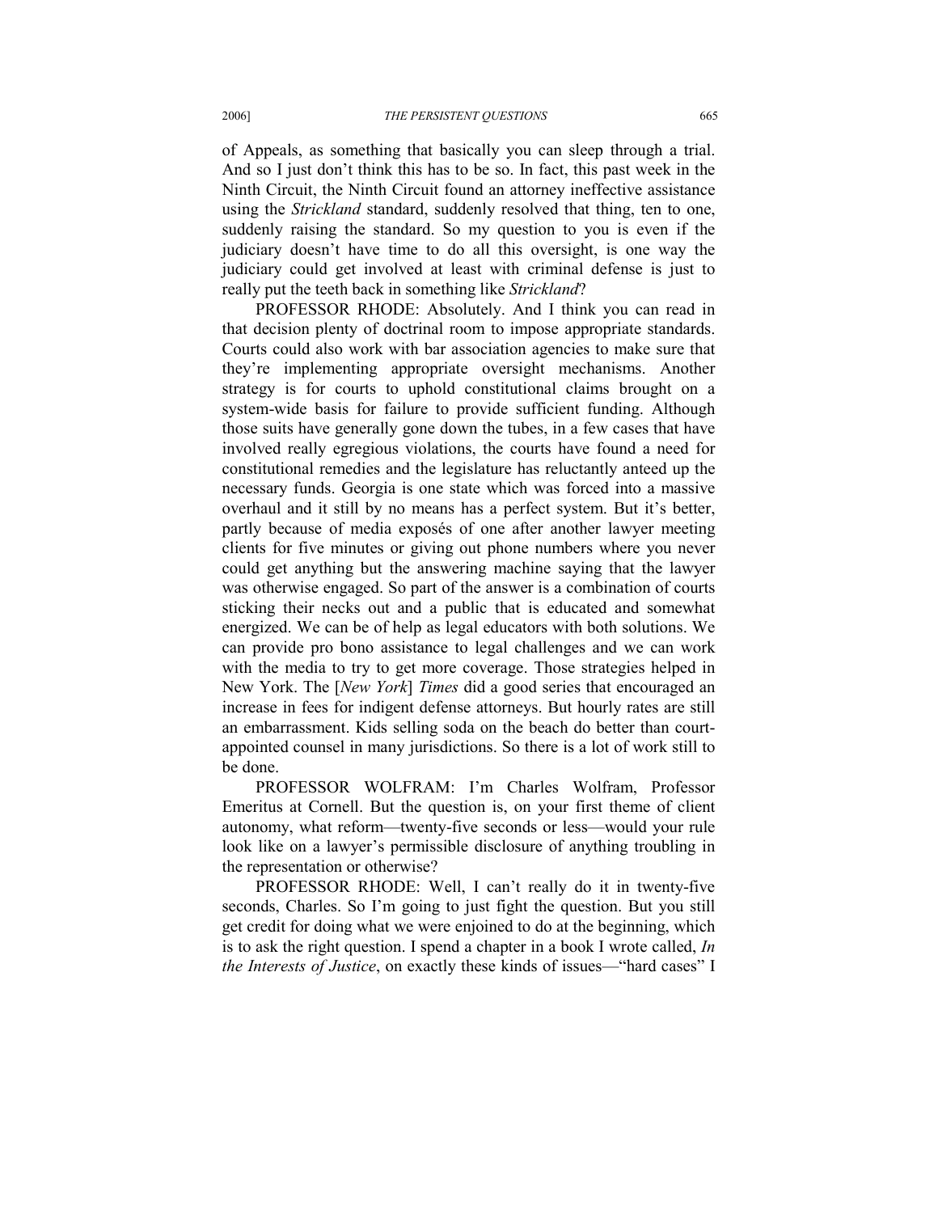of Appeals, as something that basically you can sleep through a trial. And so I just don't think this has to be so. In fact, this past week in the Ninth Circuit, the Ninth Circuit found an attorney ineffective assistance using the *Strickland* standard, suddenly resolved that thing, ten to one, suddenly raising the standard. So my question to you is even if the judiciary doesn't have time to do all this oversight, is one way the judiciary could get involved at least with criminal defense is just to really put the teeth back in something like *Strickland*?

PROFESSOR RHODE: Absolutely. And I think you can read in that decision plenty of doctrinal room to impose appropriate standards. Courts could also work with bar association agencies to make sure that they're implementing appropriate oversight mechanisms. Another strategy is for courts to uphold constitutional claims brought on a system-wide basis for failure to provide sufficient funding. Although those suits have generally gone down the tubes, in a few cases that have involved really egregious violations, the courts have found a need for constitutional remedies and the legislature has reluctantly anteed up the necessary funds. Georgia is one state which was forced into a massive overhaul and it still by no means has a perfect system. But it's better, partly because of media exposés of one after another lawyer meeting clients for five minutes or giving out phone numbers where you never could get anything but the answering machine saying that the lawyer was otherwise engaged. So part of the answer is a combination of courts sticking their necks out and a public that is educated and somewhat energized. We can be of help as legal educators with both solutions. We can provide pro bono assistance to legal challenges and we can work with the media to try to get more coverage. Those strategies helped in New York. The [*New York*] *Times* did a good series that encouraged an increase in fees for indigent defense attorneys. But hourly rates are still an embarrassment. Kids selling soda on the beach do better than court-appointed counsel in many jurisdictions. So there is a lot of work still to be done.

PROFESSOR WOLFRAM: I'm Charles Wolfram, Professor Emeritus at Cornell. But the question is, on your first theme of client autonomy, what reform—twenty-five seconds or less—would your rule look like on a lawyer's permissible disclosure of anything troubling in the representation or otherwise?

PROFESSOR RHODE: Well, I can't really do it in twenty-five seconds, Charles. So I'm going to just fight the question. But you still get credit for doing what we were enjoined to do at the beginning, which is to ask the right question. I spend a chapter in a book I wrote called, *In the Interests of Justice*, on exactly these kinds of issues—"hard cases" I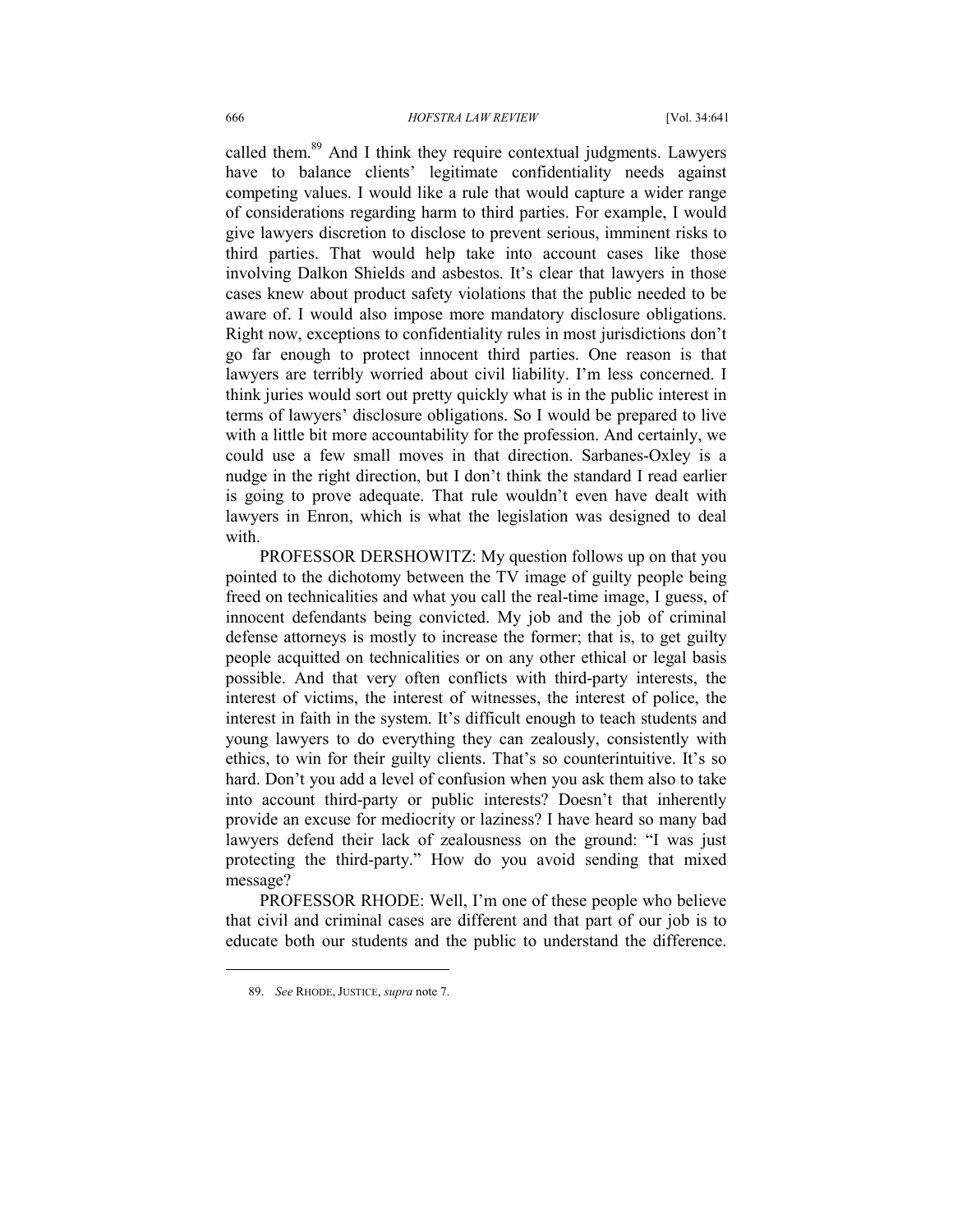called them.[89] And I think they require contextual judgments. Lawyers have to balance clients' legitimate confidentiality needs against competing values. I would like a rule that would capture a wider range of considerations regarding harm to third parties. For example, I would give lawyers discretion to disclose to prevent serious, imminent risks to third parties. That would help take into account cases like those involving Dalkon Shields and asbestos. It's clear that lawyers in those cases knew about product safety violations that the public needed to be aware of. I would also impose more mandatory disclosure obligations. Right now, exceptions to confidentiality rules in most jurisdictions don't go far enough to protect innocent third parties. One reason is that lawyers are terribly worried about civil liability. I'm less concerned. I think juries would sort out pretty quickly what is in the public interest in terms of lawyers' disclosure obligations. So I would be prepared to live with a little bit more accountability for the profession. And certainly, we could use a few small moves in that direction. Sarbanes-Oxley is a nudge in the right direction, but I don't think the standard I read earlier is going to prove adequate. That rule wouldn't even have dealt with lawyers in Enron, which is what the legislation was designed to deal with.

PROFESSOR DERSHOWITZ: My question follows up on that you pointed to the dichotomy between the TV image of guilty people being freed on technicalities and what you call the real-time image, I guess, of innocent defendants being convicted. My job and the job of criminal defense attorneys is mostly to increase the former; that is, to get guilty people acquitted on technicalities or on any other ethical or legal basis possible. And that very often conflicts with third-party interests, the interest of victims, the interest of witnesses, the interest of police, the interest in faith in the system. It's difficult enough to teach students and young lawyers to do everything they can zealously, consistently with ethics, to win for their guilty clients. That's so counterintuitive. It's so hard. Don't you add a level of confusion when you ask them also to take into account third-party or public interests? Doesn't that inherently provide an excuse for mediocrity or laziness? I have heard so many bad lawyers defend their lack of zealousness on the ground: "I was just protecting the third-party." How do you avoid sending that mixed message?

PROFESSOR RHODE: Well, I'm one of these people who believe that civil and criminal cases are different and that part of our job is to educate both our students and the public to understand the difference.

---

89. *See* RHODE, JUSTICE, *supra* note 7.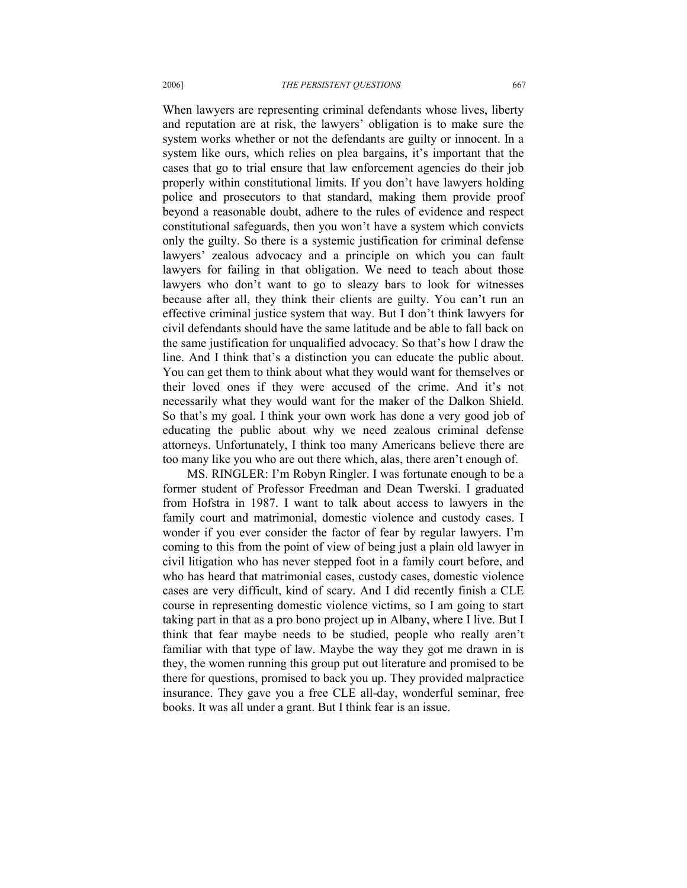When lawyers are representing criminal defendants whose lives, liberty and reputation are at risk, the lawyers' obligation is to make sure the system works whether or not the defendants are guilty or innocent. In a system like ours, which relies on plea bargains, it's important that the cases that go to trial ensure that law enforcement agencies do their job properly within constitutional limits. If you don't have lawyers holding police and prosecutors to that standard, making them provide proof beyond a reasonable doubt, adhere to the rules of evidence and respect constitutional safeguards, then you won't have a system which convicts only the guilty. So there is a systemic justification for criminal defense lawyers' zealous advocacy and a principle on which you can fault lawyers for failing in that obligation. We need to teach about those lawyers who don't want to go to sleazy bars to look for witnesses because after all, they think their clients are guilty. You can't run an effective criminal justice system that way. But I don't think lawyers for civil defendants should have the same latitude and be able to fall back on the same justification for unqualified advocacy. So that's how I draw the line. And I think that's a distinction you can educate the public about. You can get them to think about what they would want for themselves or their loved ones if they were accused of the crime. And it's not necessarily what they would want for the maker of the Dalkon Shield. So that's my goal. I think your own work has done a very good job of educating the public about why we need zealous criminal defense attorneys. Unfortunately, I think too many Americans believe there are too many like you who are out there which, alas, there aren't enough of.

MS. RINGLER: I'm Robyn Ringler. I was fortunate enough to be a former student of Professor Freedman and Dean Twerski. I graduated from Hofstra in 1987. I want to talk about access to lawyers in the family court and matrimonial, domestic violence and custody cases. I wonder if you ever consider the factor of fear by regular lawyers. I'm coming to this from the point of view of being just a plain old lawyer in civil litigation who has never stepped foot in a family court before, and who has heard that matrimonial cases, custody cases, domestic violence cases are very difficult, kind of scary. And I did recently finish a CLE course in representing domestic violence victims, so I am going to start taking part in that as a pro bono project up in Albany, where I live. But I think that fear maybe needs to be studied, people who really aren't familiar with that type of law. Maybe the way they got me drawn in is they, the women running this group put out literature and promised to be there for questions, promised to back you up. They provided malpractice insurance. They gave you a free CLE all-day, wonderful seminar, free books. It was all under a grant. But I think fear is an issue.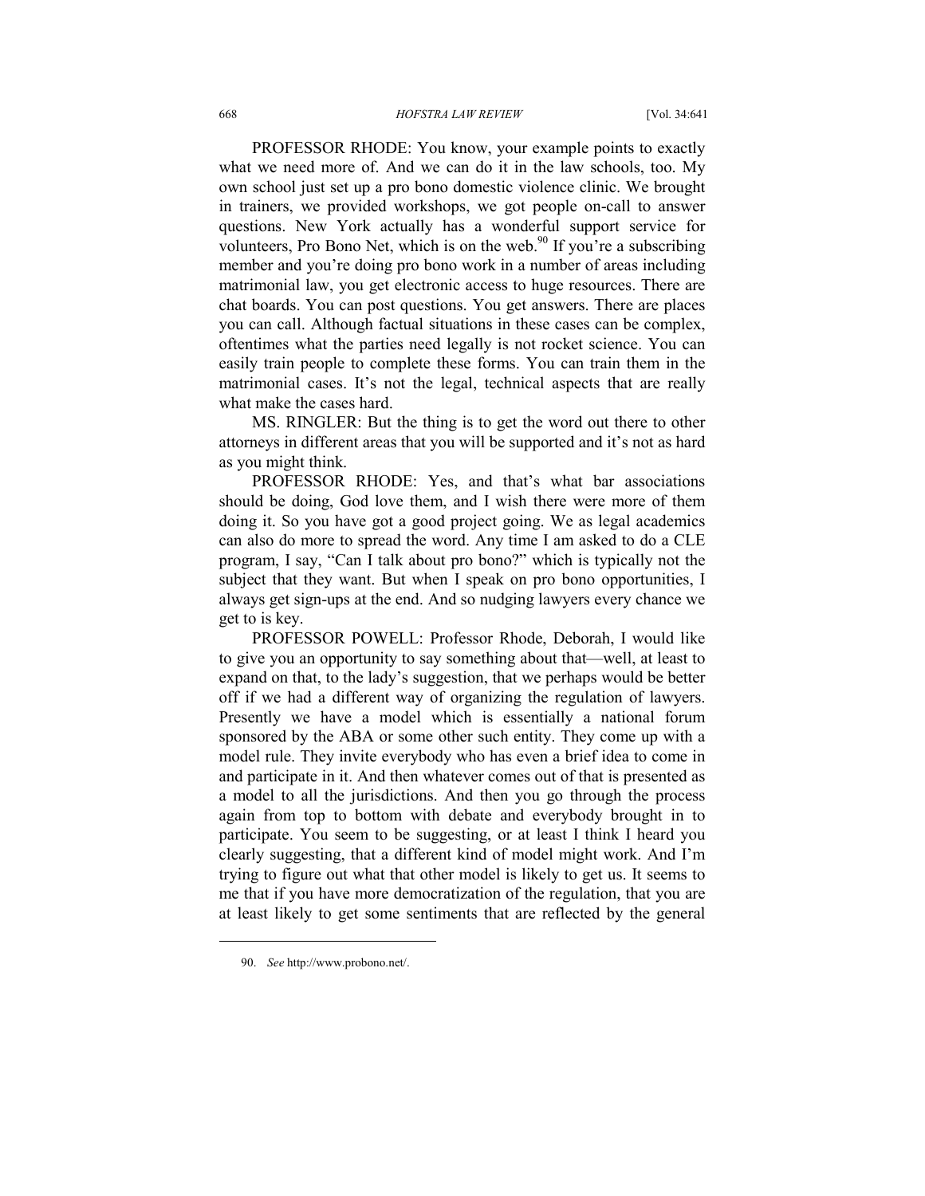PROFESSOR RHODE: You know, your example points to exactly what we need more of. And we can do it in the law schools, too. My own school just set up a pro bono domestic violence clinic. We brought in trainers, we provided workshops, we got people on-call to answer questions. New York actually has a wonderful support service for volunteers, Pro Bono Net, which is on the web.[90] If you're a subscribing member and you're doing pro bono work in a number of areas including matrimonial law, you get electronic access to huge resources. There are chat boards. You can post questions. You get answers. There are places you can call. Although factual situations in these cases can be complex, oftentimes what the parties need legally is not rocket science. You can easily train people to complete these forms. You can train them in the matrimonial cases. It's not the legal, technical aspects that are really what make the cases hard.

MS. RINGLER: But the thing is to get the word out there to other attorneys in different areas that you will be supported and it's not as hard as you might think.

PROFESSOR RHODE: Yes, and that's what bar associations should be doing, God love them, and I wish there were more of them doing it. So you have got a good project going. We as legal academics can also do more to spread the word. Any time I am asked to do a CLE program, I say, "Can I talk about pro bono?" which is typically not the subject that they want. But when I speak on pro bono opportunities, I always get sign-ups at the end. And so nudging lawyers every chance we get to is key.

PROFESSOR POWELL: Professor Rhode, Deborah, I would like to give you an opportunity to say something about that—well, at least to expand on that, to the lady's suggestion, that we perhaps would be better off if we had a different way of organizing the regulation of lawyers. Presently we have a model which is essentially a national forum sponsored by the ABA or some other such entity. They come up with a model rule. They invite everybody who has even a brief idea to come in and participate in it. And then whatever comes out of that is presented as a model to all the jurisdictions. And then you go through the process again from top to bottom with debate and everybody brought in to participate. You seem to be suggesting, or at least I think I heard you clearly suggesting, that a different kind of model might work. And I'm trying to figure out what that other model is likely to get us. It seems to me that if you have more democratization of the regulation, that you are at least likely to get some sentiments that are reflected by the general

90. *See* http://www.probono.net/.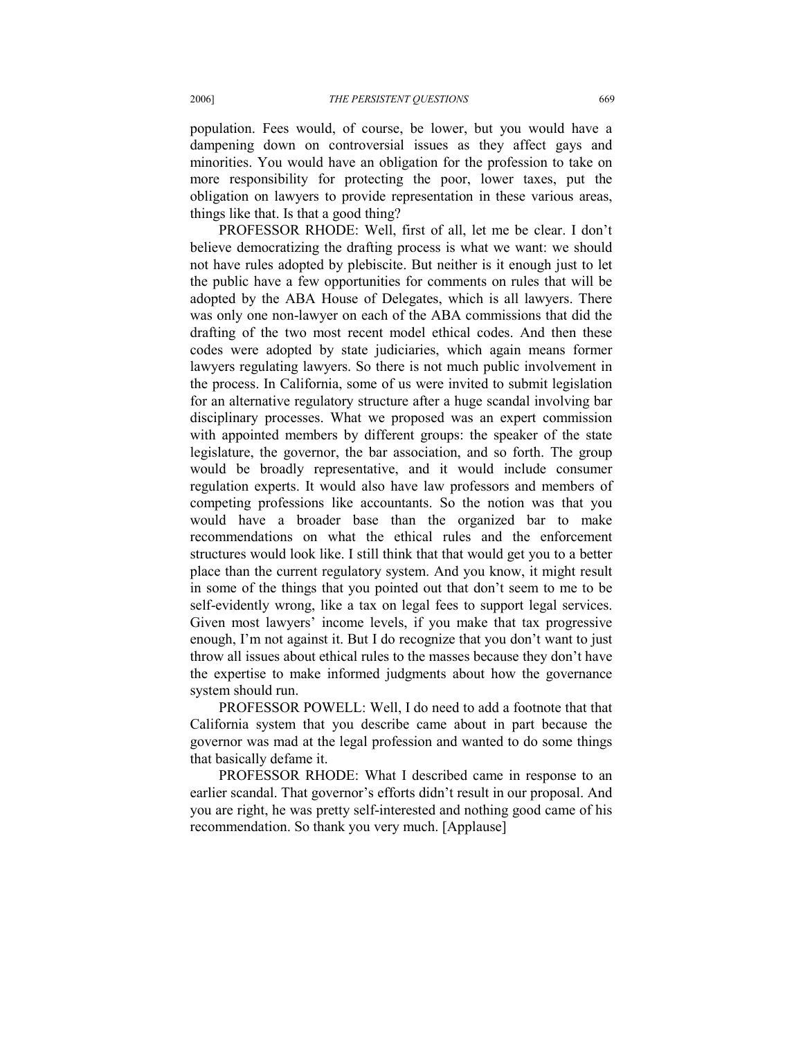population. Fees would, of course, be lower, but you would have a dampening down on controversial issues as they affect gays and minorities. You would have an obligation for the profession to take on more responsibility for protecting the poor, lower taxes, put the obligation on lawyers to provide representation in these various areas, things like that. Is that a good thing?

PROFESSOR RHODE: Well, first of all, let me be clear. I don't believe democratizing the drafting process is what we want: we should not have rules adopted by plebiscite. But neither is it enough just to let the public have a few opportunities for comments on rules that will be adopted by the ABA House of Delegates, which is all lawyers. There was only one non-lawyer on each of the ABA commissions that did the drafting of the two most recent model ethical codes. And then these codes were adopted by state judiciaries, which again means former lawyers regulating lawyers. So there is not much public involvement in the process. In California, some of us were invited to submit legislation for an alternative regulatory structure after a huge scandal involving bar disciplinary processes. What we proposed was an expert commission with appointed members by different groups: the speaker of the state legislature, the governor, the bar association, and so forth. The group would be broadly representative, and it would include consumer regulation experts. It would also have law professors and members of competing professions like accountants. So the notion was that you would have a broader base than the organized bar to make recommendations on what the ethical rules and the enforcement structures would look like. I still think that that would get you to a better place than the current regulatory system. And you know, it might result in some of the things that you pointed out that don't seem to me to be self-evidently wrong, like a tax on legal fees to support legal services. Given most lawyers' income levels, if you make that tax progressive enough, I'm not against it. But I do recognize that you don't want to just throw all issues about ethical rules to the masses because they don't have the expertise to make informed judgments about how the governance system should run.

PROFESSOR POWELL: Well, I do need to add a footnote that that California system that you describe came about in part because the governor was mad at the legal profession and wanted to do some things that basically defame it.

PROFESSOR RHODE: What I described came in response to an earlier scandal. That governor's efforts didn't result in our proposal. And you are right, he was pretty self-interested and nothing good came of his recommendation. So thank you very much. [Applause]